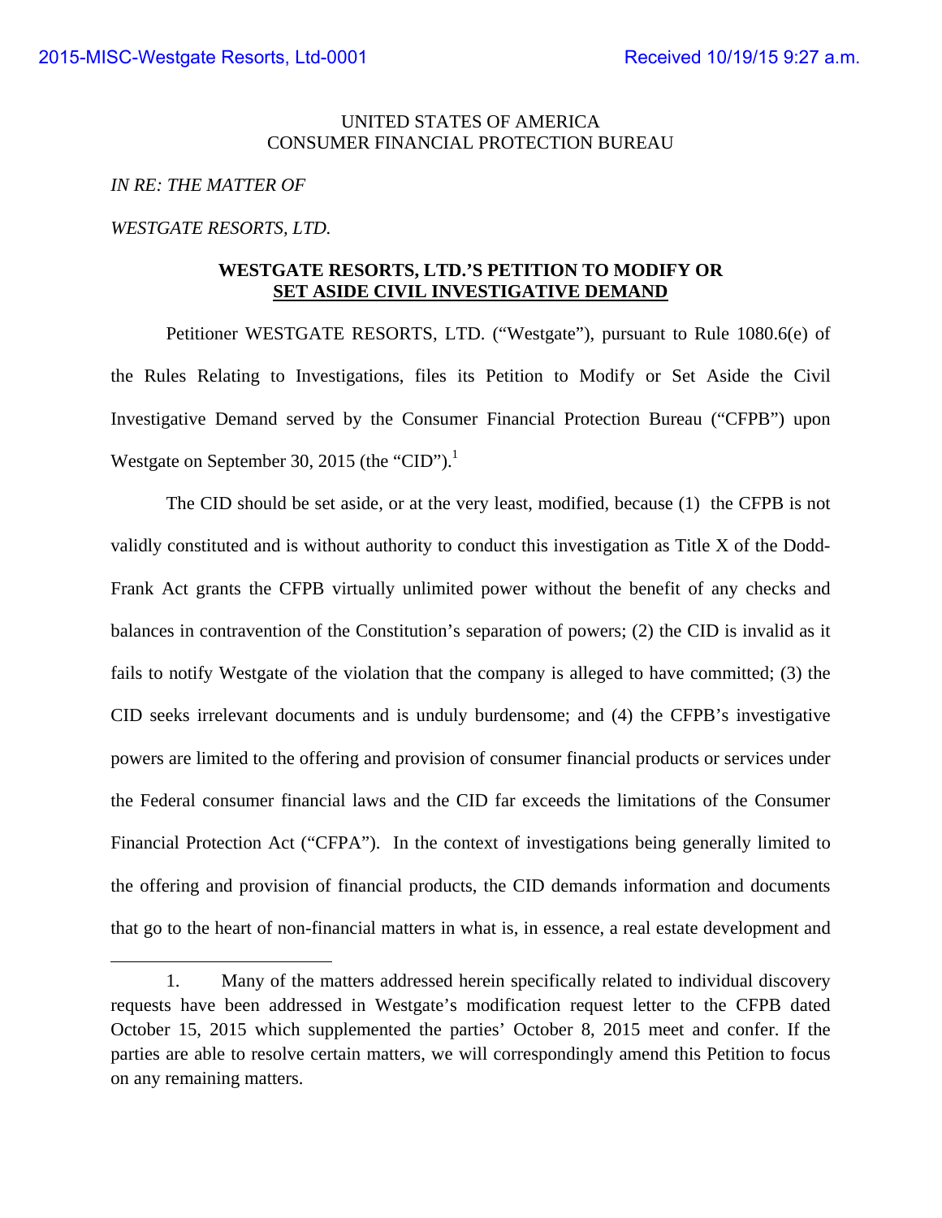UNITED STATES OF AMERICA
CONSUMER FINANCIAL PROTECTION BUREAU

*IN RE: THE MATTER OF*

*WESTGATE RESORTS, LTD.*

**WESTGATE RESORTS, LTD.'S PETITION TO MODIFY OR SET ASIDE CIVIL INVESTIGATIVE DEMAND**

Petitioner WESTGATE RESORTS, LTD. ("Westgate"), pursuant to Rule 1080.6(e) of the Rules Relating to Investigations, files its Petition to Modify or Set Aside the Civil Investigative Demand served by the Consumer Financial Protection Bureau ("CFPB") upon Westgate on September 30, 2015 (the "CID").[1]

The CID should be set aside, or at the very least, modified, because (1) the CFPB is not validly constituted and is without authority to conduct this investigation as Title X of the Dodd-Frank Act grants the CFPB virtually unlimited power without the benefit of any checks and balances in contravention of the Constitution's separation of powers; (2) the CID is invalid as it fails to notify Westgate of the violation that the company is alleged to have committed; (3) the CID seeks irrelevant documents and is unduly burdensome; and (4) the CFPB's investigative powers are limited to the offering and provision of consumer financial products or services under the Federal consumer financial laws and the CID far exceeds the limitations of the Consumer Financial Protection Act ("CFPA"). In the context of investigations being generally limited to the offering and provision of financial products, the CID demands information and documents that go to the heart of non-financial matters in what is, in essence, a real estate development and

---

1. Many of the matters addressed herein specifically related to individual discovery requests have been addressed in Westgate's modification request letter to the CFPB dated October 15, 2015 which supplemented the parties' October 8, 2015 meet and confer. If the parties are able to resolve certain matters, we will correspondingly amend this Petition to focus on any remaining matters.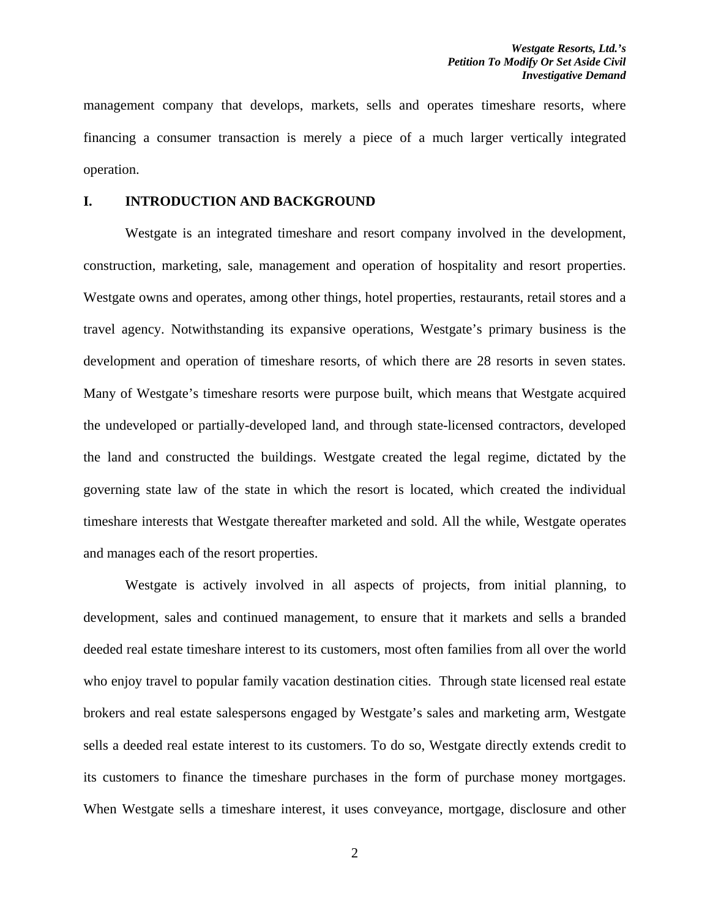management company that develops, markets, sells and operates timeshare resorts, where financing a consumer transaction is merely a piece of a much larger vertically integrated operation.

## I. INTRODUCTION AND BACKGROUND

Westgate is an integrated timeshare and resort company involved in the development, construction, marketing, sale, management and operation of hospitality and resort properties. Westgate owns and operates, among other things, hotel properties, restaurants, retail stores and a travel agency. Notwithstanding its expansive operations, Westgate's primary business is the development and operation of timeshare resorts, of which there are 28 resorts in seven states. Many of Westgate's timeshare resorts were purpose built, which means that Westgate acquired the undeveloped or partially-developed land, and through state-licensed contractors, developed the land and constructed the buildings. Westgate created the legal regime, dictated by the governing state law of the state in which the resort is located, which created the individual timeshare interests that Westgate thereafter marketed and sold. All the while, Westgate operates and manages each of the resort properties.

Westgate is actively involved in all aspects of projects, from initial planning, to development, sales and continued management, to ensure that it markets and sells a branded deeded real estate timeshare interest to its customers, most often families from all over the world who enjoy travel to popular family vacation destination cities. Through state licensed real estate brokers and real estate salespersons engaged by Westgate's sales and marketing arm, Westgate sells a deeded real estate interest to its customers. To do so, Westgate directly extends credit to its customers to finance the timeshare purchases in the form of purchase money mortgages. When Westgate sells a timeshare interest, it uses conveyance, mortgage, disclosure and other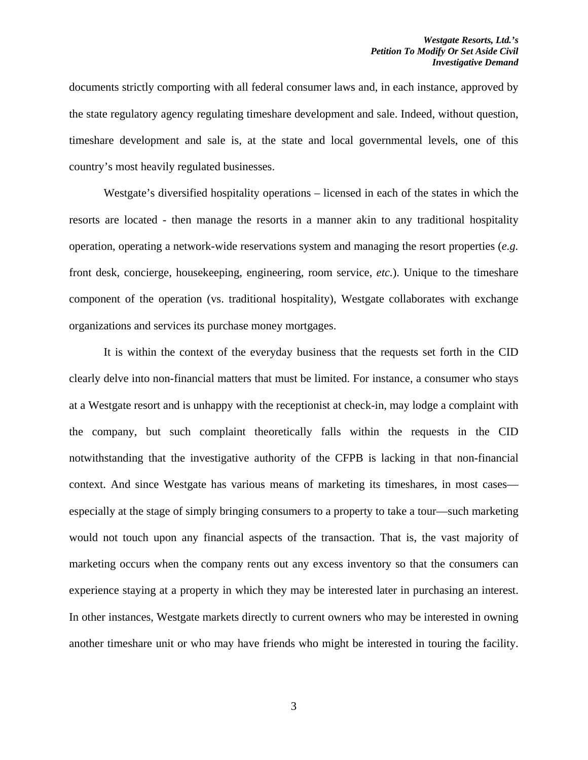documents strictly comporting with all federal consumer laws and, in each instance, approved by the state regulatory agency regulating timeshare development and sale. Indeed, without question, timeshare development and sale is, at the state and local governmental levels, one of this country's most heavily regulated businesses.

Westgate's diversified hospitality operations – licensed in each of the states in which the resorts are located - then manage the resorts in a manner akin to any traditional hospitality operation, operating a network-wide reservations system and managing the resort properties (*e.g.* front desk, concierge, housekeeping, engineering, room service, *etc.*). Unique to the timeshare component of the operation (vs. traditional hospitality), Westgate collaborates with exchange organizations and services its purchase money mortgages.

It is within the context of the everyday business that the requests set forth in the CID clearly delve into non-financial matters that must be limited. For instance, a consumer who stays at a Westgate resort and is unhappy with the receptionist at check-in, may lodge a complaint with the company, but such complaint theoretically falls within the requests in the CID notwithstanding that the investigative authority of the CFPB is lacking in that non-financial context. And since Westgate has various means of marketing its timeshares, in most cases—especially at the stage of simply bringing consumers to a property to take a tour—such marketing would not touch upon any financial aspects of the transaction. That is, the vast majority of marketing occurs when the company rents out any excess inventory so that the consumers can experience staying at a property in which they may be interested later in purchasing an interest. In other instances, Westgate markets directly to current owners who may be interested in owning another timeshare unit or who may have friends who might be interested in touring the facility.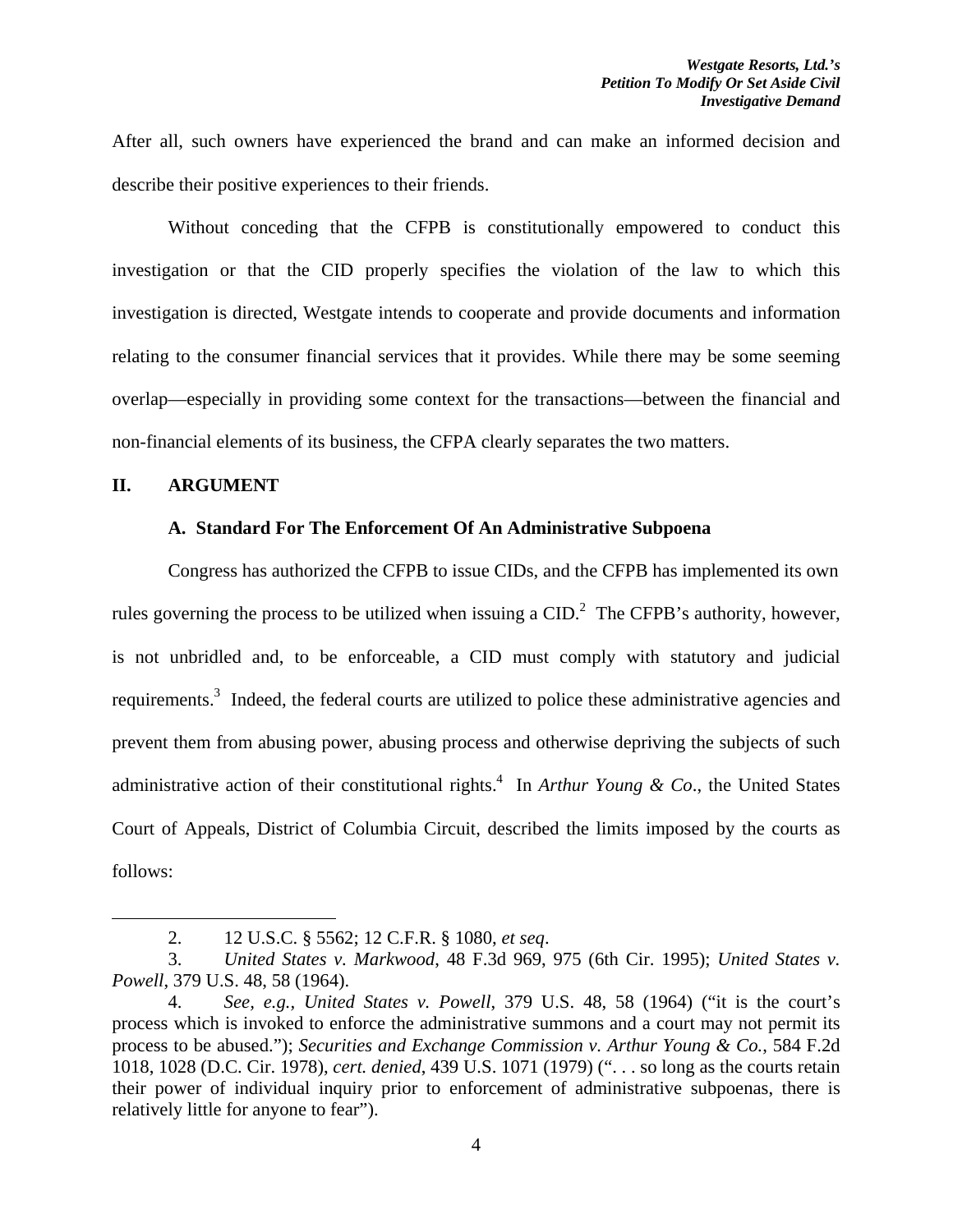After all, such owners have experienced the brand and can make an informed decision and describe their positive experiences to their friends.

Without conceding that the CFPB is constitutionally empowered to conduct this investigation or that the CID properly specifies the violation of the law to which this investigation is directed, Westgate intends to cooperate and provide documents and information relating to the consumer financial services that it provides. While there may be some seeming overlap—especially in providing some context for the transactions—between the financial and non-financial elements of its business, the CFPA clearly separates the two matters.

## II. ARGUMENT

### A. Standard For The Enforcement Of An Administrative Subpoena

Congress has authorized the CFPB to issue CIDs, and the CFPB has implemented its own rules governing the process to be utilized when issuing a CID.[2] The CFPB's authority, however, is not unbridled and, to be enforceable, a CID must comply with statutory and judicial requirements.[3] Indeed, the federal courts are utilized to police these administrative agencies and prevent them from abusing power, abusing process and otherwise depriving the subjects of such administrative action of their constitutional rights.[4] In *Arthur Young & Co*., the United States Court of Appeals, District of Columbia Circuit, described the limits imposed by the courts as follows:

---

2. 12 U.S.C. § 5562; 12 C.F.R. § 1080, *et seq*.

3. *United States v. Markwood*, 48 F.3d 969, 975 (6th Cir. 1995); *United States v. Powell*, 379 U.S. 48, 58 (1964).

4. *See, e.g., United States v. Powell*, 379 U.S. 48, 58 (1964) ("it is the court's process which is invoked to enforce the administrative summons and a court may not permit its process to be abused."); *Securities and Exchange Commission v. Arthur Young & Co.*, 584 F.2d 1018, 1028 (D.C. Cir. 1978), *cert. denied*, 439 U.S. 1071 (1979) (". . . so long as the courts retain their power of individual inquiry prior to enforcement of administrative subpoenas, there is relatively little for anyone to fear").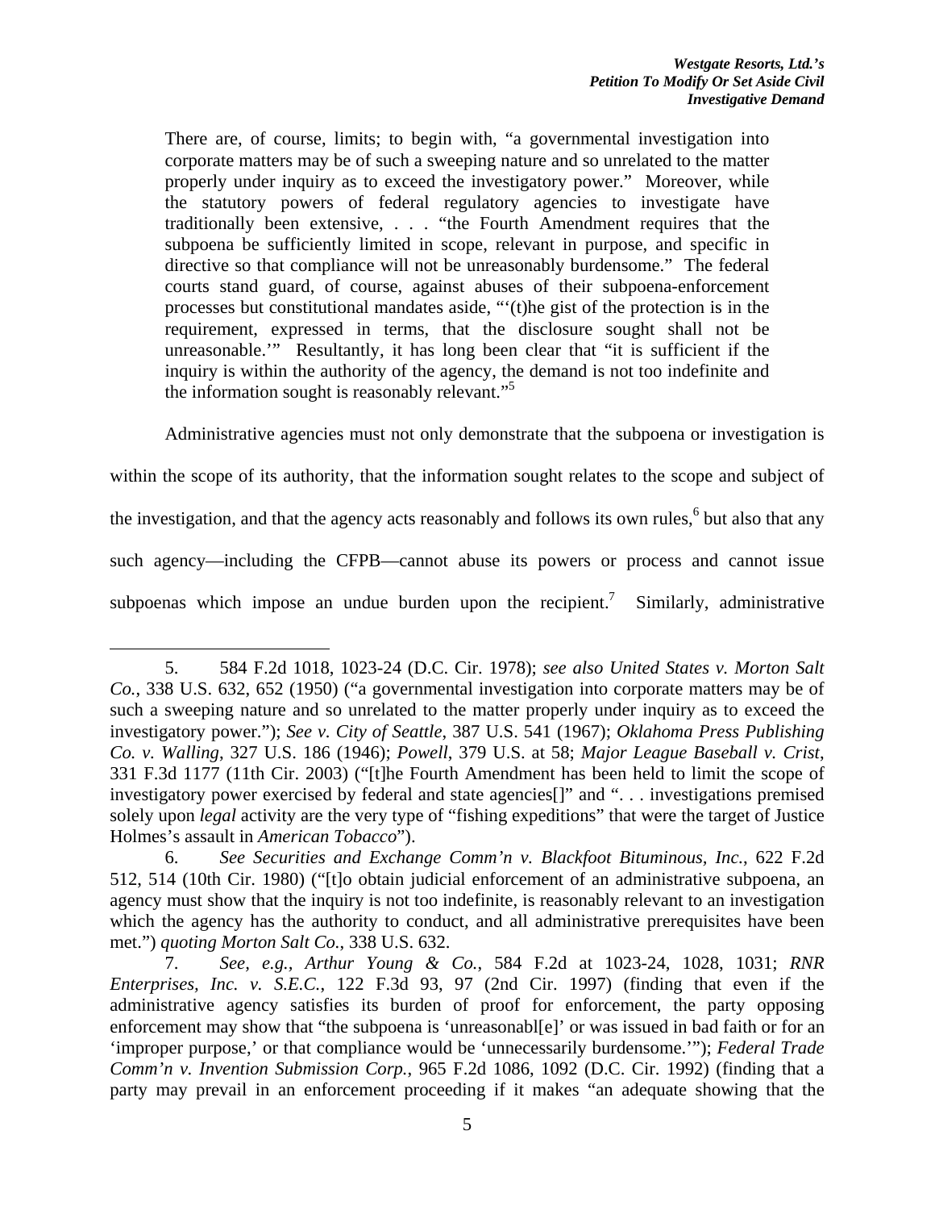> There are, of course, limits; to begin with, "a governmental investigation into corporate matters may be of such a sweeping nature and so unrelated to the matter properly under inquiry as to exceed the investigatory power." Moreover, while the statutory powers of federal regulatory agencies to investigate have traditionally been extensive, . . . "the Fourth Amendment requires that the subpoena be sufficiently limited in scope, relevant in purpose, and specific in directive so that compliance will not be unreasonably burdensome." The federal courts stand guard, of course, against abuses of their subpoena-enforcement processes but constitutional mandates aside, "'(t)he gist of the protection is in the requirement, expressed in terms, that the disclosure sought shall not be unreasonable.'" Resultantly, it has long been clear that "it is sufficient if the inquiry is within the authority of the agency, the demand is not too indefinite and the information sought is reasonably relevant."[5]

Administrative agencies must not only demonstrate that the subpoena or investigation is within the scope of its authority, that the information sought relates to the scope and subject of the investigation, and that the agency acts reasonably and follows its own rules,[6] but also that any such agency—including the CFPB—cannot abuse its powers or process and cannot issue subpoenas which impose an undue burden upon the recipient.[7] Similarly, administrative

---

5. 584 F.2d 1018, 1023-24 (D.C. Cir. 1978); *see also United States v. Morton Salt Co.*, 338 U.S. 632, 652 (1950) ("a governmental investigation into corporate matters may be of such a sweeping nature and so unrelated to the matter properly under inquiry as to exceed the investigatory power."); *See v. City of Seattle*, 387 U.S. 541 (1967); *Oklahoma Press Publishing Co. v. Walling*, 327 U.S. 186 (1946); *Powell*, 379 U.S. at 58; *Major League Baseball v. Crist*, 331 F.3d 1177 (11th Cir. 2003) ("[t]he Fourth Amendment has been held to limit the scope of investigatory power exercised by federal and state agencies[]" and ". . . investigations premised solely upon *legal* activity are the very type of "fishing expeditions" that were the target of Justice Holmes's assault in *American Tobacco*").

6. *See Securities and Exchange Comm'n v. Blackfoot Bituminous, Inc.*, 622 F.2d 512, 514 (10th Cir. 1980) ("[t]o obtain judicial enforcement of an administrative subpoena, an agency must show that the inquiry is not too indefinite, is reasonably relevant to an investigation which the agency has the authority to conduct, and all administrative prerequisites have been met.") *quoting Morton Salt Co.*, 338 U.S. 632.

7. *See, e.g.*, *Arthur Young & Co.*, 584 F.2d at 1023-24, 1028, 1031; *RNR Enterprises, Inc. v. S.E.C.*, 122 F.3d 93, 97 (2nd Cir. 1997) (finding that even if the administrative agency satisfies its burden of proof for enforcement, the party opposing enforcement may show that "the subpoena is 'unreasonabl[e]' or was issued in bad faith or for an 'improper purpose,' or that compliance would be 'unnecessarily burdensome.'"); *Federal Trade Comm'n v. Invention Submission Corp.*, 965 F.2d 1086, 1092 (D.C. Cir. 1992) (finding that a party may prevail in an enforcement proceeding if it makes "an adequate showing that the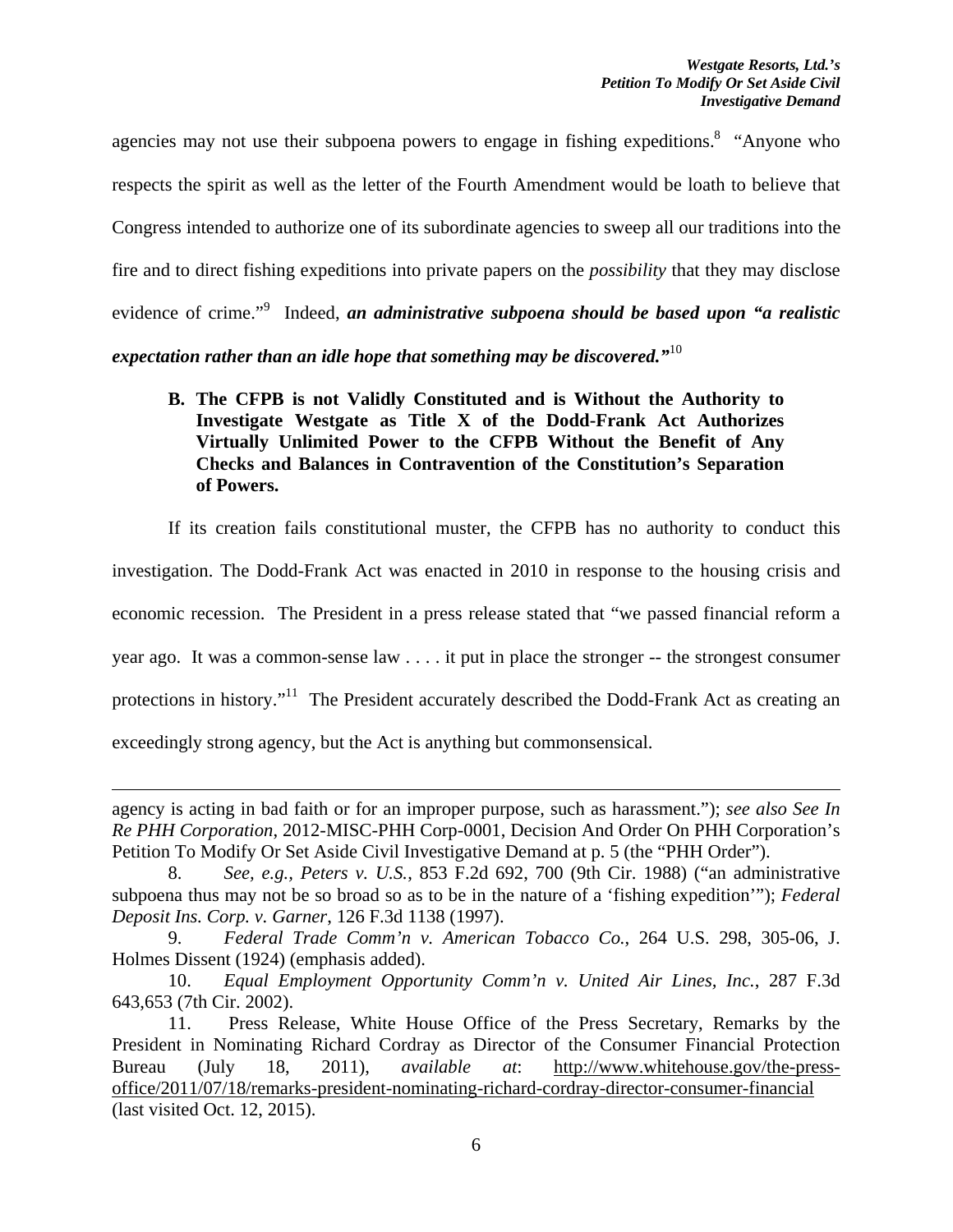agencies may not use their subpoena powers to engage in fishing expeditions.[8] "Anyone who respects the spirit as well as the letter of the Fourth Amendment would be loath to believe that Congress intended to authorize one of its subordinate agencies to sweep all our traditions into the fire and to direct fishing expeditions into private papers on the *possibility* that they may disclose evidence of crime."[9] Indeed, ***an administrative subpoena should be based upon "a realistic expectation rather than an idle hope that something may be discovered."***[10]

**B. The CFPB is not Validly Constituted and is Without the Authority to Investigate Westgate as Title X of the Dodd-Frank Act Authorizes Virtually Unlimited Power to the CFPB Without the Benefit of Any Checks and Balances in Contravention of the Constitution's Separation of Powers.**

If its creation fails constitutional muster, the CFPB has no authority to conduct this investigation. The Dodd-Frank Act was enacted in 2010 in response to the housing crisis and economic recession. The President in a press release stated that "we passed financial reform a year ago. It was a common-sense law . . . . it put in place the stronger -- the strongest consumer protections in history."[11] The President accurately described the Dodd-Frank Act as creating an exceedingly strong agency, but the Act is anything but commonsensical.

---

agency is acting in bad faith or for an improper purpose, such as harassment."); *see also See In Re PHH Corporation*, 2012-MISC-PHH Corp-0001, Decision And Order On PHH Corporation's Petition To Modify Or Set Aside Civil Investigative Demand at p. 5 (the "PHH Order").

8. *See, e.g.*, *Peters v. U.S.*, 853 F.2d 692, 700 (9th Cir. 1988) ("an administrative subpoena thus may not be so broad so as to be in the nature of a 'fishing expedition'"); *Federal Deposit Ins. Corp. v. Garner*, 126 F.3d 1138 (1997).

9. *Federal Trade Comm'n v. American Tobacco Co.*, 264 U.S. 298, 305-06, J. Holmes Dissent (1924) (emphasis added).

10. *Equal Employment Opportunity Comm'n v. United Air Lines, Inc.*, 287 F.3d 643,653 (7th Cir. 2002).

11. Press Release, White House Office of the Press Secretary, Remarks by the President in Nominating Richard Cordray as Director of the Consumer Financial Protection Bureau (July 18, 2011), *available at*: http://www.whitehouse.gov/the-press-office/2011/07/18/remarks-president-nominating-richard-cordray-director-consumer-financial (last visited Oct. 12, 2015).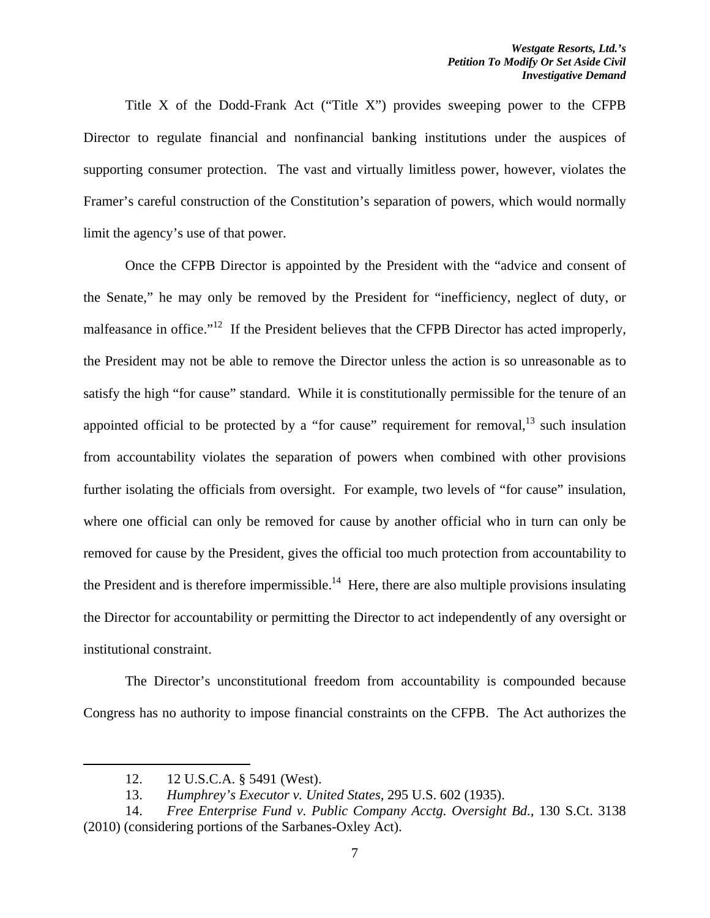Title X of the Dodd-Frank Act ("Title X") provides sweeping power to the CFPB Director to regulate financial and nonfinancial banking institutions under the auspices of supporting consumer protection. The vast and virtually limitless power, however, violates the Framer's careful construction of the Constitution's separation of powers, which would normally limit the agency's use of that power.

Once the CFPB Director is appointed by the President with the "advice and consent of the Senate," he may only be removed by the President for "inefficiency, neglect of duty, or malfeasance in office."[12] If the President believes that the CFPB Director has acted improperly, the President may not be able to remove the Director unless the action is so unreasonable as to satisfy the high "for cause" standard. While it is constitutionally permissible for the tenure of an appointed official to be protected by a "for cause" requirement for removal,[13] such insulation from accountability violates the separation of powers when combined with other provisions further isolating the officials from oversight. For example, two levels of "for cause" insulation, where one official can only be removed for cause by another official who in turn can only be removed for cause by the President, gives the official too much protection from accountability to the President and is therefore impermissible.[14] Here, there are also multiple provisions insulating the Director for accountability or permitting the Director to act independently of any oversight or institutional constraint.

The Director's unconstitutional freedom from accountability is compounded because Congress has no authority to impose financial constraints on the CFPB. The Act authorizes the

---

12. 12 U.S.C.A. § 5491 (West).

13. *Humphrey's Executor v. United States*, 295 U.S. 602 (1935).

14. *Free Enterprise Fund v. Public Company Acctg. Oversight Bd.*, 130 S.Ct. 3138 (2010) (considering portions of the Sarbanes-Oxley Act).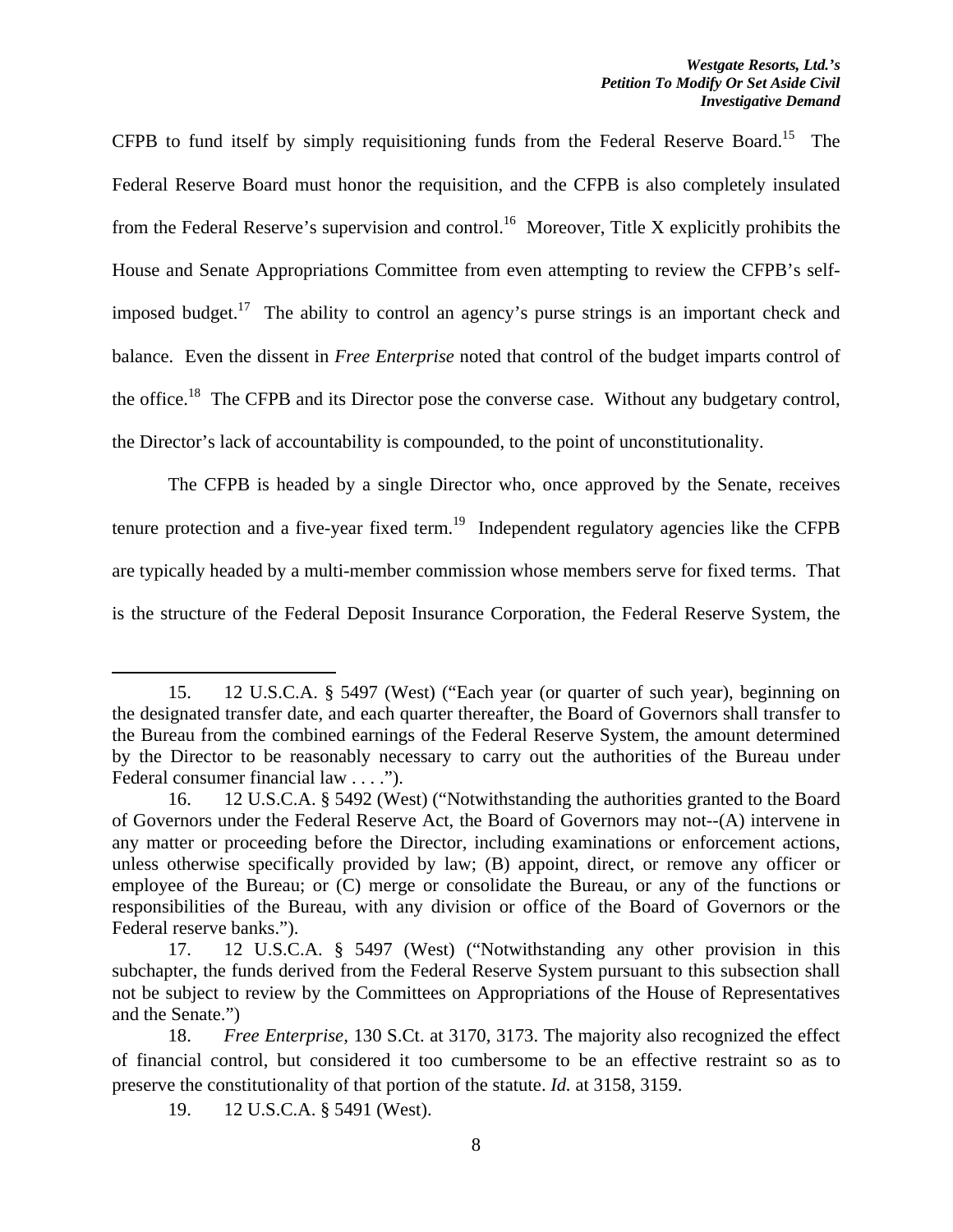CFPB to fund itself by simply requisitioning funds from the Federal Reserve Board.[15] The Federal Reserve Board must honor the requisition, and the CFPB is also completely insulated from the Federal Reserve's supervision and control.[16] Moreover, Title X explicitly prohibits the House and Senate Appropriations Committee from even attempting to review the CFPB's self-imposed budget.[17] The ability to control an agency's purse strings is an important check and balance. Even the dissent in *Free Enterprise* noted that control of the budget imparts control of the office.[18] The CFPB and its Director pose the converse case. Without any budgetary control, the Director's lack of accountability is compounded, to the point of unconstitutionality.

The CFPB is headed by a single Director who, once approved by the Senate, receives tenure protection and a five-year fixed term.[19] Independent regulatory agencies like the CFPB are typically headed by a multi-member commission whose members serve for fixed terms. That is the structure of the Federal Deposit Insurance Corporation, the Federal Reserve System, the

---

15. 12 U.S.C.A. § 5497 (West) ("Each year (or quarter of such year), beginning on the designated transfer date, and each quarter thereafter, the Board of Governors shall transfer to the Bureau from the combined earnings of the Federal Reserve System, the amount determined by the Director to be reasonably necessary to carry out the authorities of the Bureau under Federal consumer financial law . . . .").

16. 12 U.S.C.A. § 5492 (West) ("Notwithstanding the authorities granted to the Board of Governors under the Federal Reserve Act, the Board of Governors may not--(A) intervene in any matter or proceeding before the Director, including examinations or enforcement actions, unless otherwise specifically provided by law; (B) appoint, direct, or remove any officer or employee of the Bureau; or (C) merge or consolidate the Bureau, or any of the functions or responsibilities of the Bureau, with any division or office of the Board of Governors or the Federal reserve banks.").

17. 12 U.S.C.A. § 5497 (West) ("Notwithstanding any other provision in this subchapter, the funds derived from the Federal Reserve System pursuant to this subsection shall not be subject to review by the Committees on Appropriations of the House of Representatives and the Senate.")

18. *Free Enterprise*, 130 S.Ct. at 3170, 3173. The majority also recognized the effect of financial control, but considered it too cumbersome to be an effective restraint so as to preserve the constitutionality of that portion of the statute. *Id.* at 3158, 3159.

19. 12 U.S.C.A. § 5491 (West).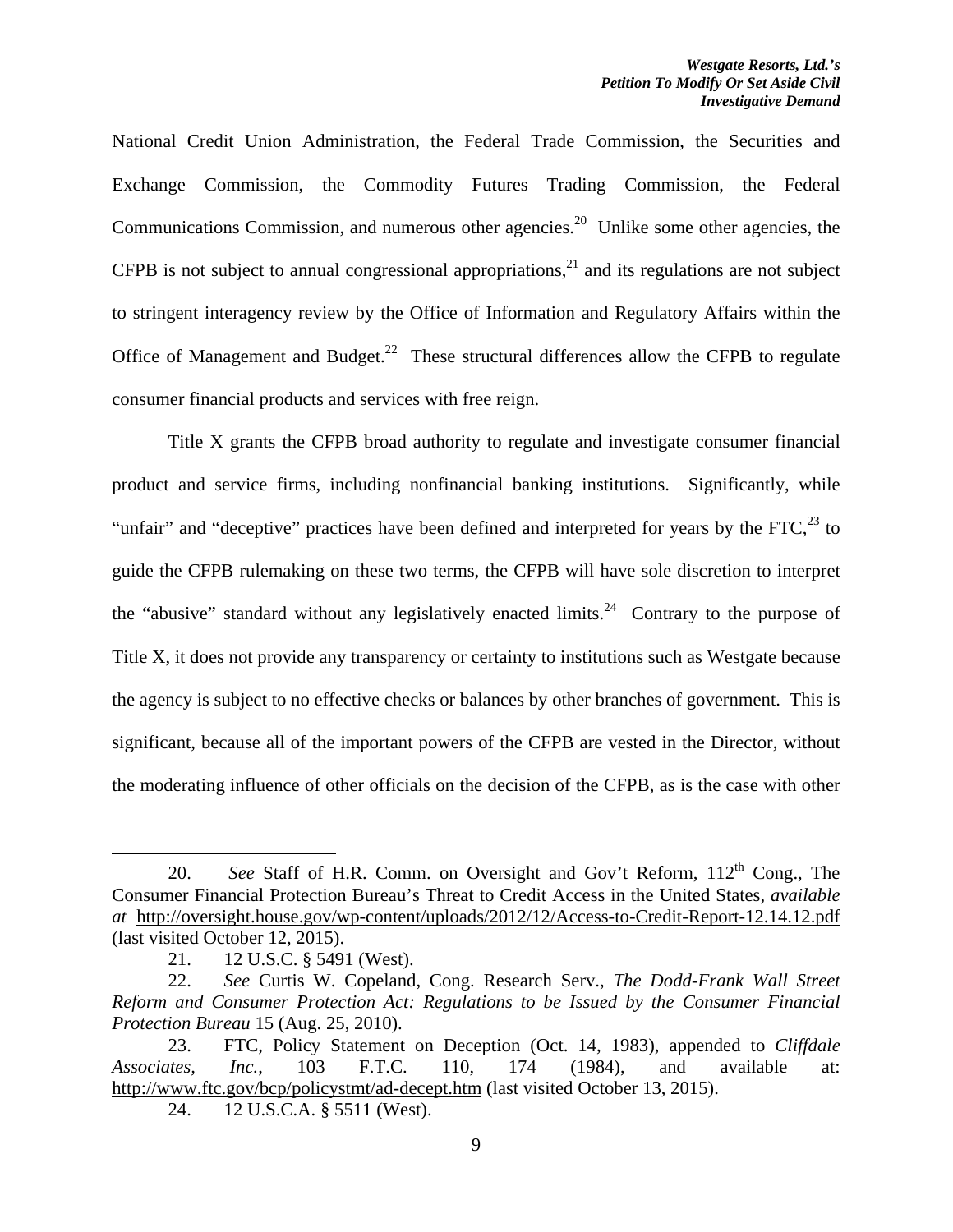National Credit Union Administration, the Federal Trade Commission, the Securities and Exchange Commission, the Commodity Futures Trading Commission, the Federal Communications Commission, and numerous other agencies.[20] Unlike some other agencies, the CFPB is not subject to annual congressional appropriations,[21] and its regulations are not subject to stringent interagency review by the Office of Information and Regulatory Affairs within the Office of Management and Budget.[22] These structural differences allow the CFPB to regulate consumer financial products and services with free reign.

Title X grants the CFPB broad authority to regulate and investigate consumer financial product and service firms, including nonfinancial banking institutions. Significantly, while "unfair" and "deceptive" practices have been defined and interpreted for years by the FTC,[23] to guide the CFPB rulemaking on these two terms, the CFPB will have sole discretion to interpret the "abusive" standard without any legislatively enacted limits.[24] Contrary to the purpose of Title X, it does not provide any transparency or certainty to institutions such as Westgate because the agency is subject to no effective checks or balances by other branches of government. This is significant, because all of the important powers of the CFPB are vested in the Director, without the moderating influence of other officials on the decision of the CFPB, as is the case with other

---

20. *See* Staff of H.R. Comm. on Oversight and Gov't Reform, 112th Cong., The Consumer Financial Protection Bureau's Threat to Credit Access in the United States, *available at* http://oversight.house.gov/wp-content/uploads/2012/12/Access-to-Credit-Report-12.14.12.pdf (last visited October 12, 2015).

21. 12 U.S.C. § 5491 (West).

22. *See* Curtis W. Copeland, Cong. Research Serv., *The Dodd-Frank Wall Street Reform and Consumer Protection Act: Regulations to be Issued by the Consumer Financial Protection Bureau* 15 (Aug. 25, 2010).

23. FTC, Policy Statement on Deception (Oct. 14, 1983), appended to *Cliffdale Associates, Inc.*, 103 F.T.C. 110, 174 (1984), and available at: http://www.ftc.gov/bcp/policystmt/ad-decept.htm (last visited October 13, 2015).

24. 12 U.S.C.A. § 5511 (West).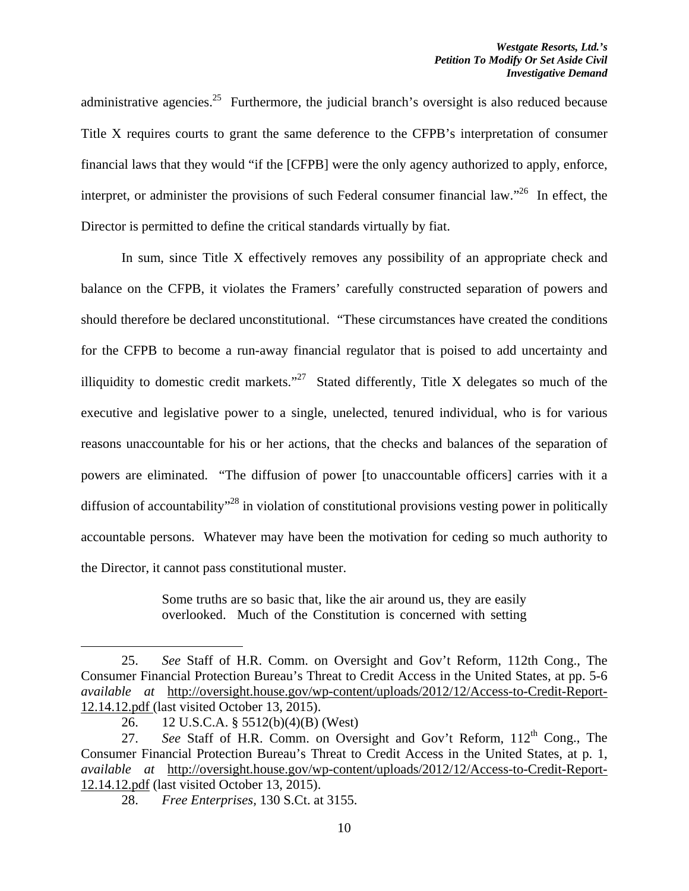administrative agencies.[25] Furthermore, the judicial branch's oversight is also reduced because Title X requires courts to grant the same deference to the CFPB's interpretation of consumer financial laws that they would "if the [CFPB] were the only agency authorized to apply, enforce, interpret, or administer the provisions of such Federal consumer financial law."[26] In effect, the Director is permitted to define the critical standards virtually by fiat.

In sum, since Title X effectively removes any possibility of an appropriate check and balance on the CFPB, it violates the Framers' carefully constructed separation of powers and should therefore be declared unconstitutional. "These circumstances have created the conditions for the CFPB to become a run-away financial regulator that is poised to add uncertainty and illiquidity to domestic credit markets."[27] Stated differently, Title X delegates so much of the executive and legislative power to a single, unelected, tenured individual, who is for various reasons unaccountable for his or her actions, that the checks and balances of the separation of powers are eliminated. "The diffusion of power [to unaccountable officers] carries with it a diffusion of accountability"[28] in violation of constitutional provisions vesting power in politically accountable persons. Whatever may have been the motivation for ceding so much authority to the Director, it cannot pass constitutional muster.

> Some truths are so basic that, like the air around us, they are easily overlooked. Much of the Constitution is concerned with setting

---

25. *See* Staff of H.R. Comm. on Oversight and Gov't Reform, 112th Cong., The Consumer Financial Protection Bureau's Threat to Credit Access in the United States, at pp. 5-6 *available at* http://oversight.house.gov/wp-content/uploads/2012/12/Access-to-Credit-Report-12.14.12.pdf (last visited October 13, 2015).

26. 12 U.S.C.A. § 5512(b)(4)(B) (West)

27. *See* Staff of H.R. Comm. on Oversight and Gov't Reform, 112th Cong., The Consumer Financial Protection Bureau's Threat to Credit Access in the United States, at p. 1, *available at* http://oversight.house.gov/wp-content/uploads/2012/12/Access-to-Credit-Report-12.14.12.pdf (last visited October 13, 2015).

28. *Free Enterprises*, 130 S.Ct. at 3155.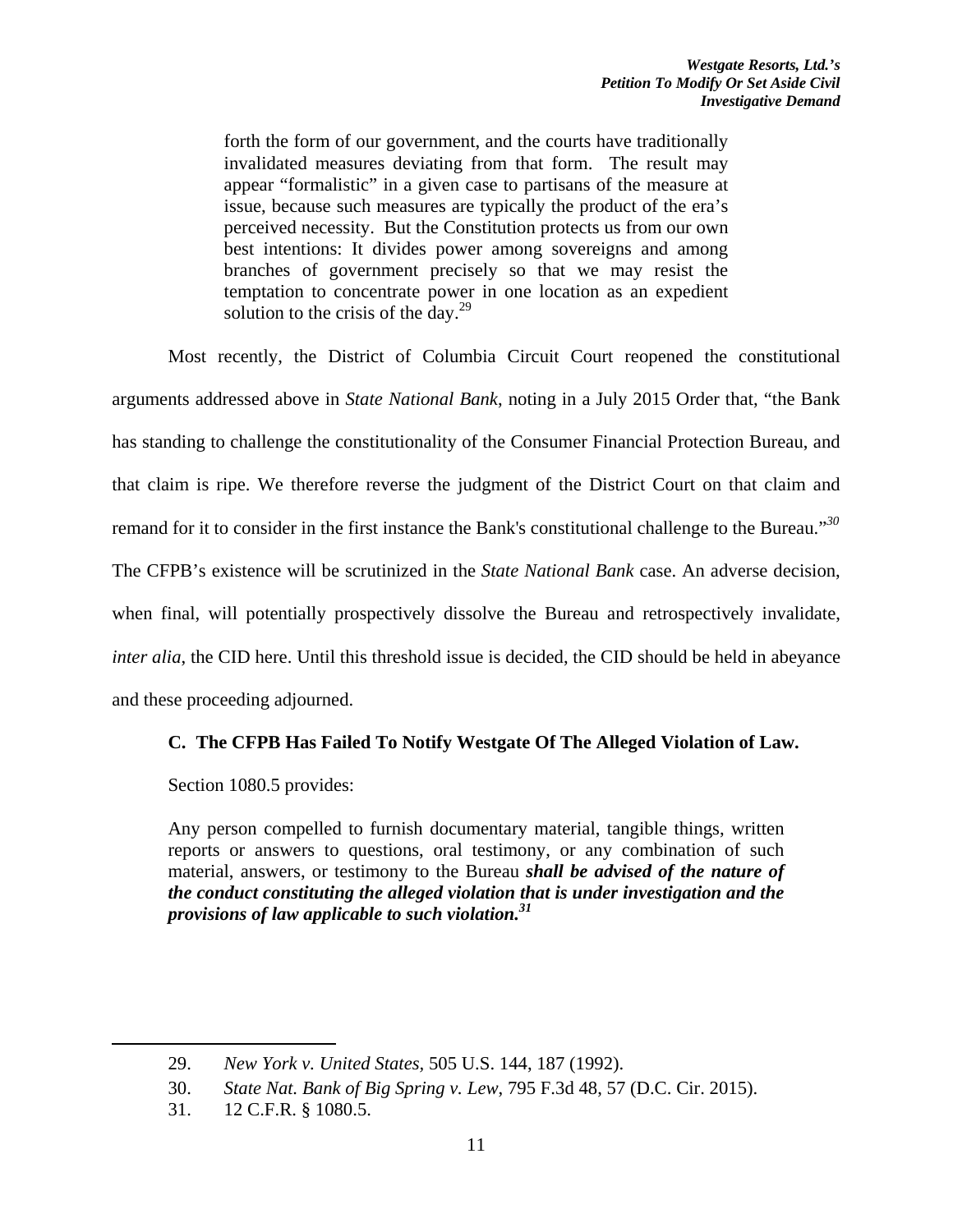> forth the form of our government, and the courts have traditionally invalidated measures deviating from that form. The result may appear "formalistic" in a given case to partisans of the measure at issue, because such measures are typically the product of the era's perceived necessity. But the Constitution protects us from our own best intentions: It divides power among sovereigns and among branches of government precisely so that we may resist the temptation to concentrate power in one location as an expedient solution to the crisis of the day.[29]

Most recently, the District of Columbia Circuit Court reopened the constitutional arguments addressed above in *State National Bank*, noting in a July 2015 Order that, "the Bank has standing to challenge the constitutionality of the Consumer Financial Protection Bureau, and that claim is ripe. We therefore reverse the judgment of the District Court on that claim and remand for it to consider in the first instance the Bank's constitutional challenge to the Bureau."[30] The CFPB's existence will be scrutinized in the *State National Bank* case. An adverse decision, when final, will potentially prospectively dissolve the Bureau and retrospectively invalidate, *inter alia*, the CID here. Until this threshold issue is decided, the CID should be held in abeyance and these proceeding adjourned.

### C. The CFPB Has Failed To Notify Westgate Of The Alleged Violation of Law.

Section 1080.5 provides:

> Any person compelled to furnish documentary material, tangible things, written reports or answers to questions, oral testimony, or any combination of such material, answers, or testimony to the Bureau ***shall be advised of the nature of the conduct constituting the alleged violation that is under investigation and the provisions of law applicable to such violation.***[31]

---

29. *New York v. United States*, 505 U.S. 144, 187 (1992).

30. *State Nat. Bank of Big Spring v. Lew*, 795 F.3d 48, 57 (D.C. Cir. 2015).

31. 12 C.F.R. § 1080.5.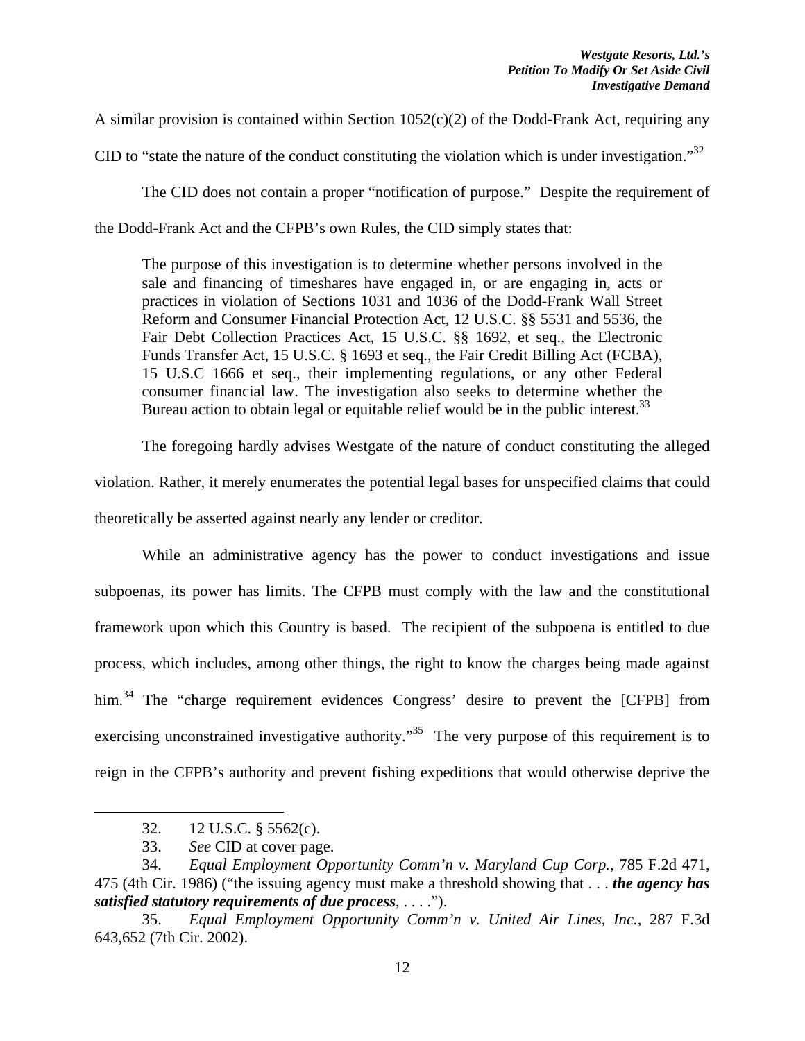A similar provision is contained within Section 1052(c)(2) of the Dodd-Frank Act, requiring any CID to "state the nature of the conduct constituting the violation which is under investigation."[32]

The CID does not contain a proper "notification of purpose." Despite the requirement of the Dodd-Frank Act and the CFPB's own Rules, the CID simply states that:

> The purpose of this investigation is to determine whether persons involved in the sale and financing of timeshares have engaged in, or are engaging in, acts or practices in violation of Sections 1031 and 1036 of the Dodd-Frank Wall Street Reform and Consumer Financial Protection Act, 12 U.S.C. §§ 5531 and 5536, the Fair Debt Collection Practices Act, 15 U.S.C. §§ 1692, et seq., the Electronic Funds Transfer Act, 15 U.S.C. § 1693 et seq., the Fair Credit Billing Act (FCBA), 15 U.S.C 1666 et seq., their implementing regulations, or any other Federal consumer financial law. The investigation also seeks to determine whether the Bureau action to obtain legal or equitable relief would be in the public interest.[33]

The foregoing hardly advises Westgate of the nature of conduct constituting the alleged violation. Rather, it merely enumerates the potential legal bases for unspecified claims that could theoretically be asserted against nearly any lender or creditor.

While an administrative agency has the power to conduct investigations and issue subpoenas, its power has limits. The CFPB must comply with the law and the constitutional framework upon which this Country is based. The recipient of the subpoena is entitled to due process, which includes, among other things, the right to know the charges being made against him.[34] The "charge requirement evidences Congress' desire to prevent the [CFPB] from exercising unconstrained investigative authority."[35] The very purpose of this requirement is to reign in the CFPB's authority and prevent fishing expeditions that would otherwise deprive the

---

32. 12 U.S.C. § 5562(c).

33. *See* CID at cover page.

34. *Equal Employment Opportunity Comm'n v. Maryland Cup Corp.*, 785 F.2d 471, 475 (4th Cir. 1986) ("the issuing agency must make a threshold showing that . . . ***the agency has satisfied statutory requirements of due process***, . . . .").

35. *Equal Employment Opportunity Comm'n v. United Air Lines, Inc.*, 287 F.3d 643,652 (7th Cir. 2002).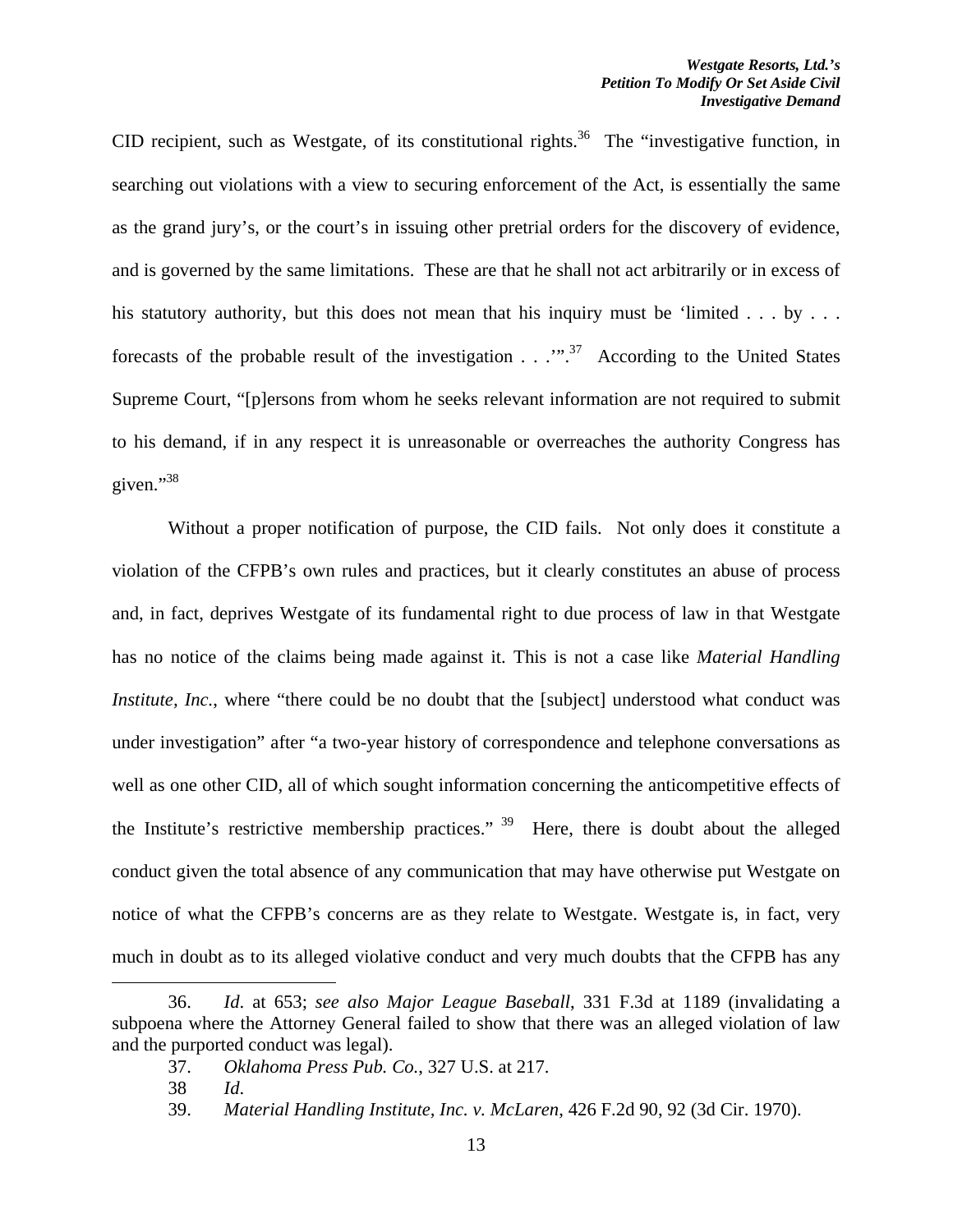CID recipient, such as Westgate, of its constitutional rights.[36] The "investigative function, in searching out violations with a view to securing enforcement of the Act, is essentially the same as the grand jury's, or the court's in issuing other pretrial orders for the discovery of evidence, and is governed by the same limitations. These are that he shall not act arbitrarily or in excess of his statutory authority, but this does not mean that his inquiry must be 'limited . . . by . . . forecasts of the probable result of the investigation . . .'".[37] According to the United States Supreme Court, "[p]ersons from whom he seeks relevant information are not required to submit to his demand, if in any respect it is unreasonable or overreaches the authority Congress has given."[38]

Without a proper notification of purpose, the CID fails. Not only does it constitute a violation of the CFPB's own rules and practices, but it clearly constitutes an abuse of process and, in fact, deprives Westgate of its fundamental right to due process of law in that Westgate has no notice of the claims being made against it. This is not a case like *Material Handling Institute, Inc.*, where "there could be no doubt that the [subject] understood what conduct was under investigation" after "a two-year history of correspondence and telephone conversations as well as one other CID, all of which sought information concerning the anticompetitive effects of the Institute's restrictive membership practices." [39] Here, there is doubt about the alleged conduct given the total absence of any communication that may have otherwise put Westgate on notice of what the CFPB's concerns are as they relate to Westgate. Westgate is, in fact, very much in doubt as to its alleged violative conduct and very much doubts that the CFPB has any

---

36. *Id*. at 653; *see also Major League Baseball*, 331 F.3d at 1189 (invalidating a subpoena where the Attorney General failed to show that there was an alleged violation of law and the purported conduct was legal).

37. *Oklahoma Press Pub. Co.*, 327 U.S. at 217.

38 *Id*.

39. *Material Handling Institute, Inc. v. McLaren*, 426 F.2d 90, 92 (3d Cir. 1970).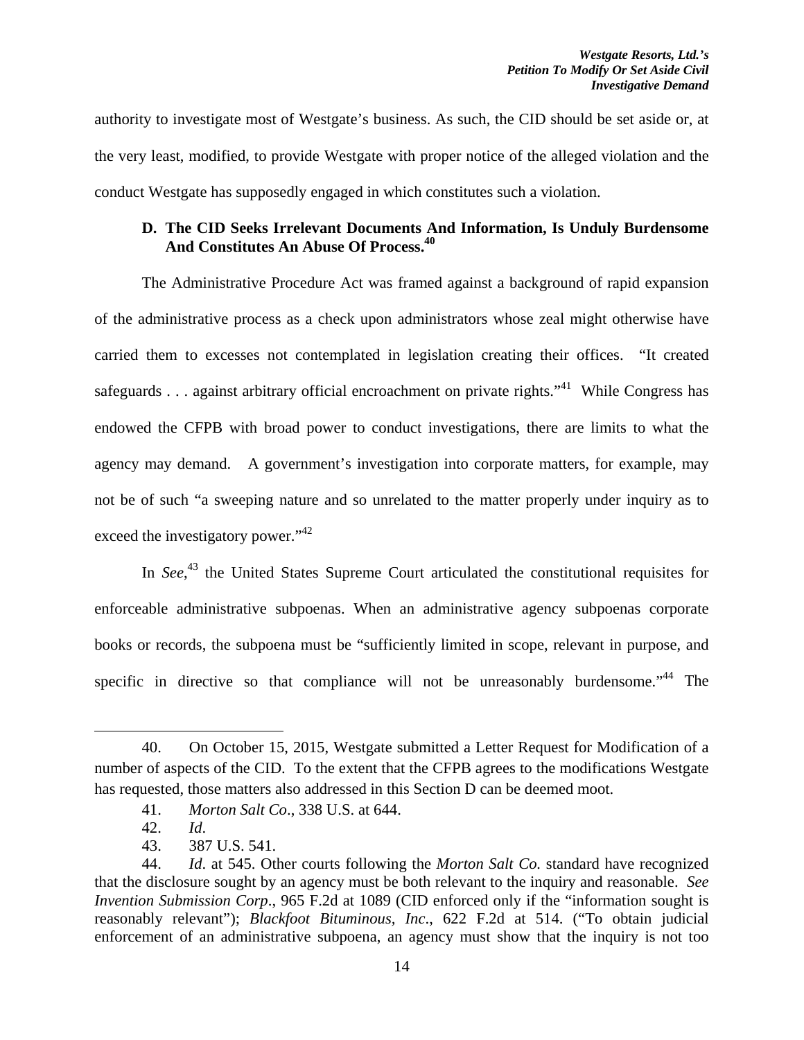authority to investigate most of Westgate's business. As such, the CID should be set aside or, at the very least, modified, to provide Westgate with proper notice of the alleged violation and the conduct Westgate has supposedly engaged in which constitutes such a violation.

### D. The CID Seeks Irrelevant Documents And Information, Is Unduly Burdensome And Constitutes An Abuse Of Process.[40]

The Administrative Procedure Act was framed against a background of rapid expansion of the administrative process as a check upon administrators whose zeal might otherwise have carried them to excesses not contemplated in legislation creating their offices. "It created safeguards . . . against arbitrary official encroachment on private rights."[41] While Congress has endowed the CFPB with broad power to conduct investigations, there are limits to what the agency may demand. A government's investigation into corporate matters, for example, may not be of such "a sweeping nature and so unrelated to the matter properly under inquiry as to exceed the investigatory power."[42]

In *See*,[43] the United States Supreme Court articulated the constitutional requisites for enforceable administrative subpoenas. When an administrative agency subpoenas corporate books or records, the subpoena must be "sufficiently limited in scope, relevant in purpose, and specific in directive so that compliance will not be unreasonably burdensome."[44] The

---

40. On October 15, 2015, Westgate submitted a Letter Request for Modification of a number of aspects of the CID. To the extent that the CFPB agrees to the modifications Westgate has requested, those matters also addressed in this Section D can be deemed moot.

41. *Morton Salt Co*., 338 U.S. at 644.

42. *Id*.

43. 387 U.S. 541.

44. *Id*. at 545. Other courts following the *Morton Salt Co.* standard have recognized that the disclosure sought by an agency must be both relevant to the inquiry and reasonable. *See Invention Submission Corp*., 965 F.2d at 1089 (CID enforced only if the "information sought is reasonably relevant"); *Blackfoot Bituminous, Inc*., 622 F.2d at 514. ("To obtain judicial enforcement of an administrative subpoena, an agency must show that the inquiry is not too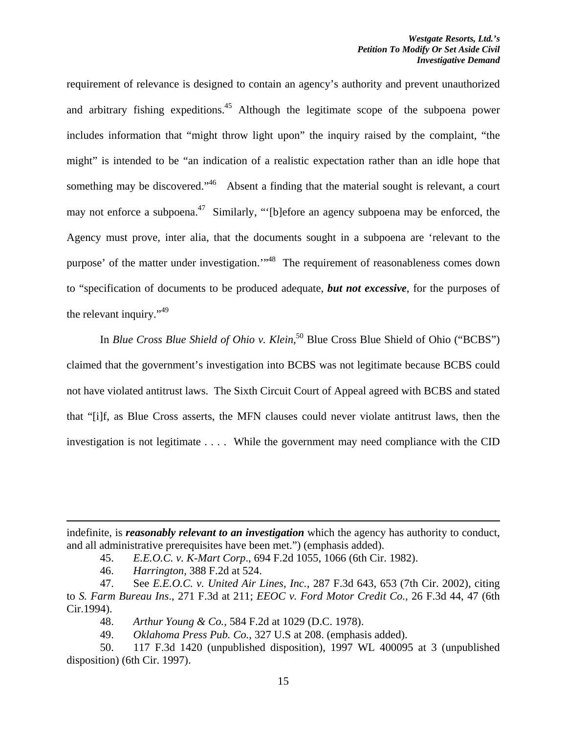requirement of relevance is designed to contain an agency's authority and prevent unauthorized and arbitrary fishing expeditions.[45] Although the legitimate scope of the subpoena power includes information that "might throw light upon" the inquiry raised by the complaint, "the might" is intended to be "an indication of a realistic expectation rather than an idle hope that something may be discovered."[46] Absent a finding that the material sought is relevant, a court may not enforce a subpoena.[47] Similarly, "'[b]efore an agency subpoena may be enforced, the Agency must prove, inter alia, that the documents sought in a subpoena are 'relevant to the purpose' of the matter under investigation.'"[48] The requirement of reasonableness comes down to "specification of documents to be produced adequate, ***but not excessive***, for the purposes of the relevant inquiry."[49]

In *Blue Cross Blue Shield of Ohio v. Klein*,[50] Blue Cross Blue Shield of Ohio ("BCBS") claimed that the government's investigation into BCBS was not legitimate because BCBS could not have violated antitrust laws. The Sixth Circuit Court of Appeal agreed with BCBS and stated that "[i]f, as Blue Cross asserts, the MFN clauses could never violate antitrust laws, then the investigation is not legitimate . . . . While the government may need compliance with the CID

---

indefinite, is ***reasonably relevant to an investigation*** which the agency has authority to conduct, and all administrative prerequisites have been met.") (emphasis added).

45. *E.E.O.C. v. K-Mart Corp*., 694 F.2d 1055, 1066 (6th Cir. 1982).

46. *Harrington*, 388 F.2d at 524.

47. See *E.E.O.C. v. United Air Lines, Inc.*, 287 F.3d 643, 653 (7th Cir. 2002), citing to *S. Farm Bureau Ins*., 271 F.3d at 211; *EEOC v. Ford Motor Credit Co.*, 26 F.3d 44, 47 (6th Cir.1994).

48. *Arthur Young & Co.*, 584 F.2d at 1029 (D.C. 1978).

49. *Oklahoma Press Pub. Co.*, 327 U.S at 208. (emphasis added).

50. 117 F.3d 1420 (unpublished disposition), 1997 WL 400095 at 3 (unpublished disposition) (6th Cir. 1997).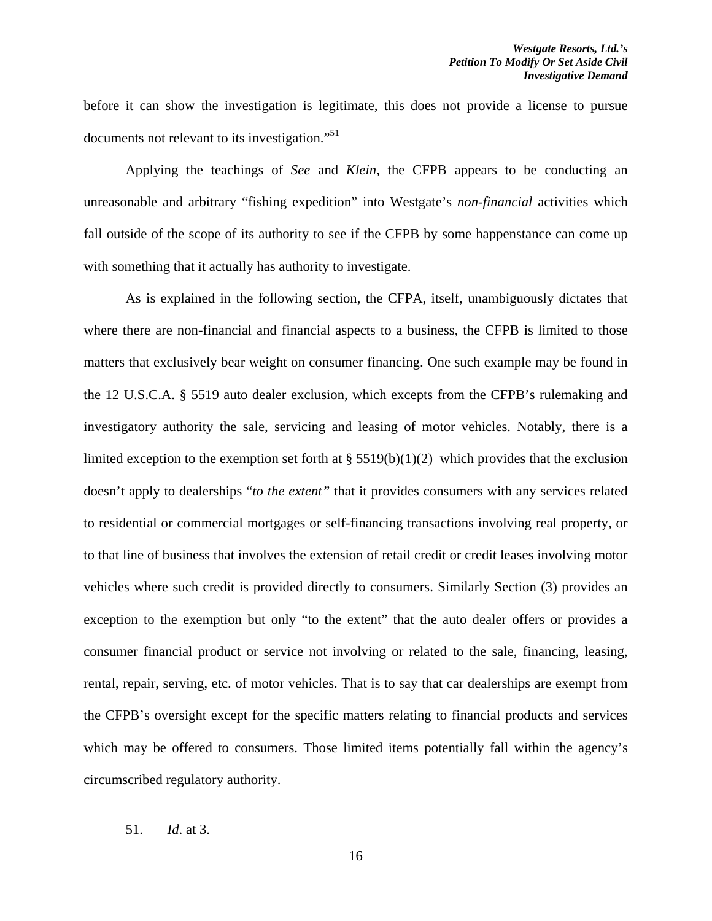before it can show the investigation is legitimate, this does not provide a license to pursue documents not relevant to its investigation."[51]

Applying the teachings of *See* and *Klein*, the CFPB appears to be conducting an unreasonable and arbitrary "fishing expedition" into Westgate's *non-financial* activities which fall outside of the scope of its authority to see if the CFPB by some happenstance can come up with something that it actually has authority to investigate.

As is explained in the following section, the CFPA, itself, unambiguously dictates that where there are non-financial and financial aspects to a business, the CFPB is limited to those matters that exclusively bear weight on consumer financing. One such example may be found in the 12 U.S.C.A. § 5519 auto dealer exclusion, which excepts from the CFPB's rulemaking and investigatory authority the sale, servicing and leasing of motor vehicles. Notably, there is a limited exception to the exemption set forth at § 5519(b)(1)(2) which provides that the exclusion doesn't apply to dealerships "*to the extent*" that it provides consumers with any services related to residential or commercial mortgages or self-financing transactions involving real property, or to that line of business that involves the extension of retail credit or credit leases involving motor vehicles where such credit is provided directly to consumers. Similarly Section (3) provides an exception to the exemption but only "to the extent" that the auto dealer offers or provides a consumer financial product or service not involving or related to the sale, financing, leasing, rental, repair, serving, etc. of motor vehicles. That is to say that car dealerships are exempt from the CFPB's oversight except for the specific matters relating to financial products and services which may be offered to consumers. Those limited items potentially fall within the agency's circumscribed regulatory authority.

---

51. *Id*. at 3.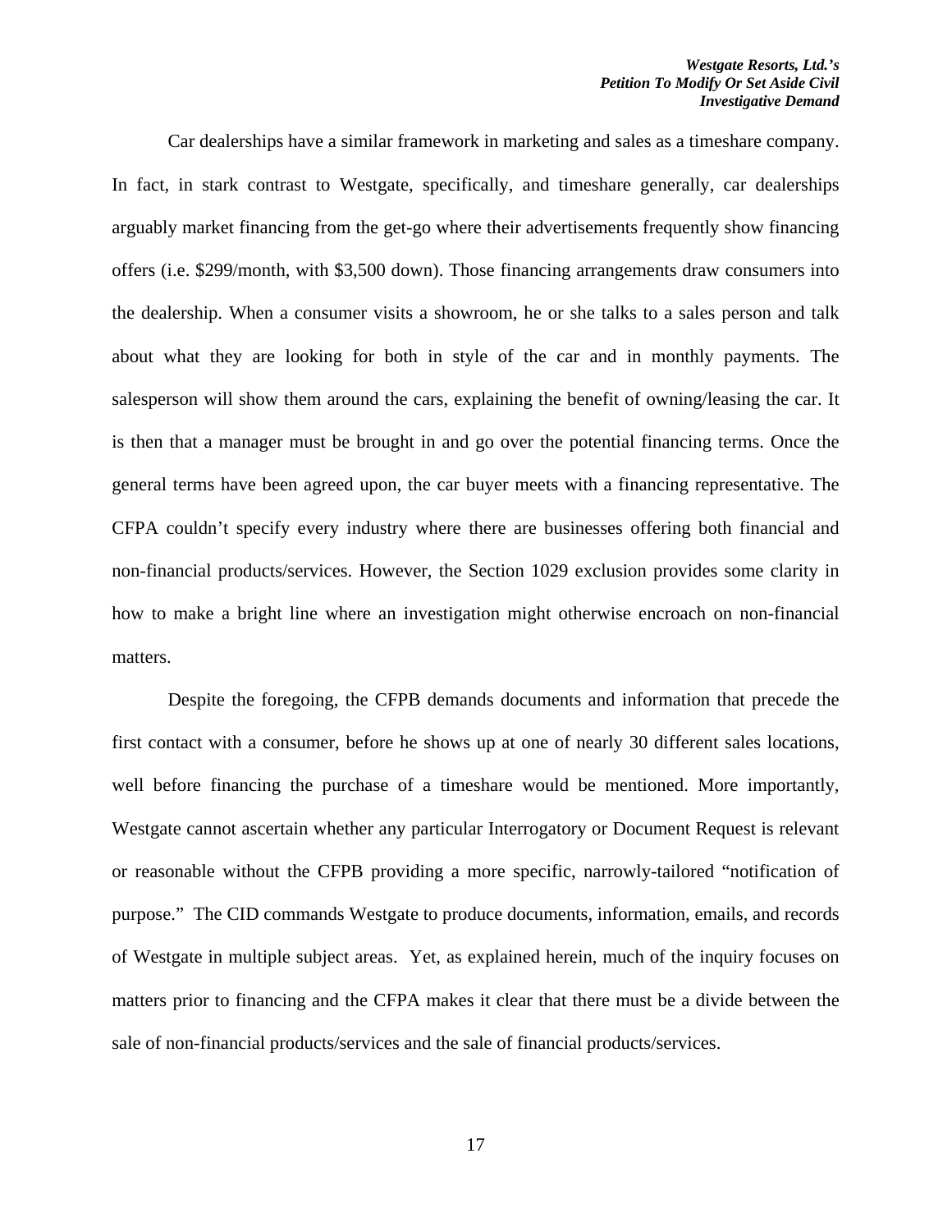Car dealerships have a similar framework in marketing and sales as a timeshare company. In fact, in stark contrast to Westgate, specifically, and timeshare generally, car dealerships arguably market financing from the get-go where their advertisements frequently show financing offers (i.e. $299/month, with $3,500 down). Those financing arrangements draw consumers into the dealership. When a consumer visits a showroom, he or she talks to a sales person and talk about what they are looking for both in style of the car and in monthly payments. The salesperson will show them around the cars, explaining the benefit of owning/leasing the car. It is then that a manager must be brought in and go over the potential financing terms. Once the general terms have been agreed upon, the car buyer meets with a financing representative. The CFPA couldn't specify every industry where there are businesses offering both financial and non-financial products/services. However, the Section 1029 exclusion provides some clarity in how to make a bright line where an investigation might otherwise encroach on non-financial matters.

Despite the foregoing, the CFPB demands documents and information that precede the first contact with a consumer, before he shows up at one of nearly 30 different sales locations, well before financing the purchase of a timeshare would be mentioned. More importantly, Westgate cannot ascertain whether any particular Interrogatory or Document Request is relevant or reasonable without the CFPB providing a more specific, narrowly-tailored "notification of purpose." The CID commands Westgate to produce documents, information, emails, and records of Westgate in multiple subject areas. Yet, as explained herein, much of the inquiry focuses on matters prior to financing and the CFPA makes it clear that there must be a divide between the sale of non-financial products/services and the sale of financial products/services.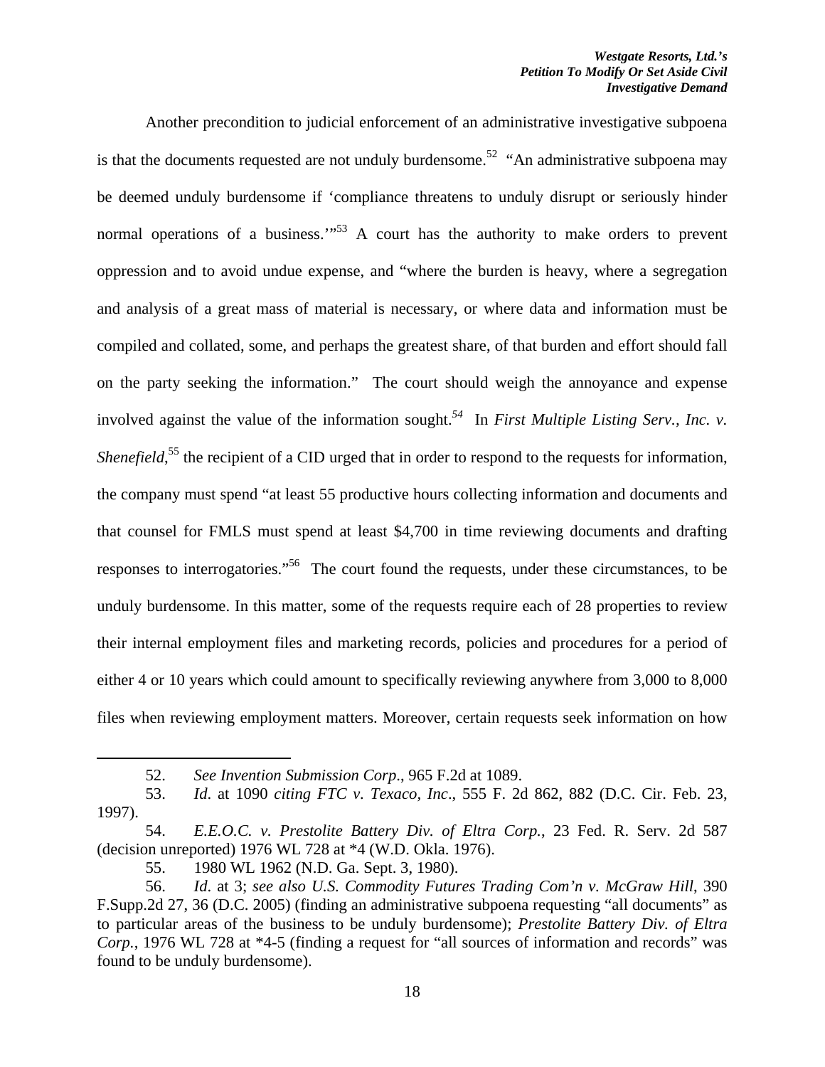Another precondition to judicial enforcement of an administrative investigative subpoena is that the documents requested are not unduly burdensome.[52] "An administrative subpoena may be deemed unduly burdensome if 'compliance threatens to unduly disrupt or seriously hinder normal operations of a business.'"[53] A court has the authority to make orders to prevent oppression and to avoid undue expense, and "where the burden is heavy, where a segregation and analysis of a great mass of material is necessary, or where data and information must be compiled and collated, some, and perhaps the greatest share, of that burden and effort should fall on the party seeking the information." The court should weigh the annoyance and expense involved against the value of the information sought.[54] In *First Multiple Listing Serv., Inc. v. Shenefield*,[55] the recipient of a CID urged that in order to respond to the requests for information, the company must spend "at least 55 productive hours collecting information and documents and that counsel for FMLS must spend at least $4,700 in time reviewing documents and drafting responses to interrogatories."[56] The court found the requests, under these circumstances, to be unduly burdensome. In this matter, some of the requests require each of 28 properties to review their internal employment files and marketing records, policies and procedures for a period of either 4 or 10 years which could amount to specifically reviewing anywhere from 3,000 to 8,000 files when reviewing employment matters. Moreover, certain requests seek information on how

---

52. *See Invention Submission Corp.*, 965 F.2d at 1089.

53. *Id.* at 1090 *citing FTC v. Texaco, Inc*., 555 F. 2d 862, 882 (D.C. Cir. Feb. 23, 1997).

54. *E.E.O.C. v. Prestolite Battery Div. of Eltra Corp.*, 23 Fed. R. Serv. 2d 587 (decision unreported) 1976 WL 728 at *4 (W.D. Okla. 1976).

55. 1980 WL 1962 (N.D. Ga. Sept. 3, 1980).

56. *Id.* at 3; *see also U.S. Commodity Futures Trading Com'n v. McGraw Hill*, 390 F.Supp.2d 27, 36 (D.C. 2005) (finding an administrative subpoena requesting "all documents" as to particular areas of the business to be unduly burdensome); *Prestolite Battery Div. of Eltra Corp.*, 1976 WL 728 at *4-5 (finding a request for "all sources of information and records" was found to be unduly burdensome).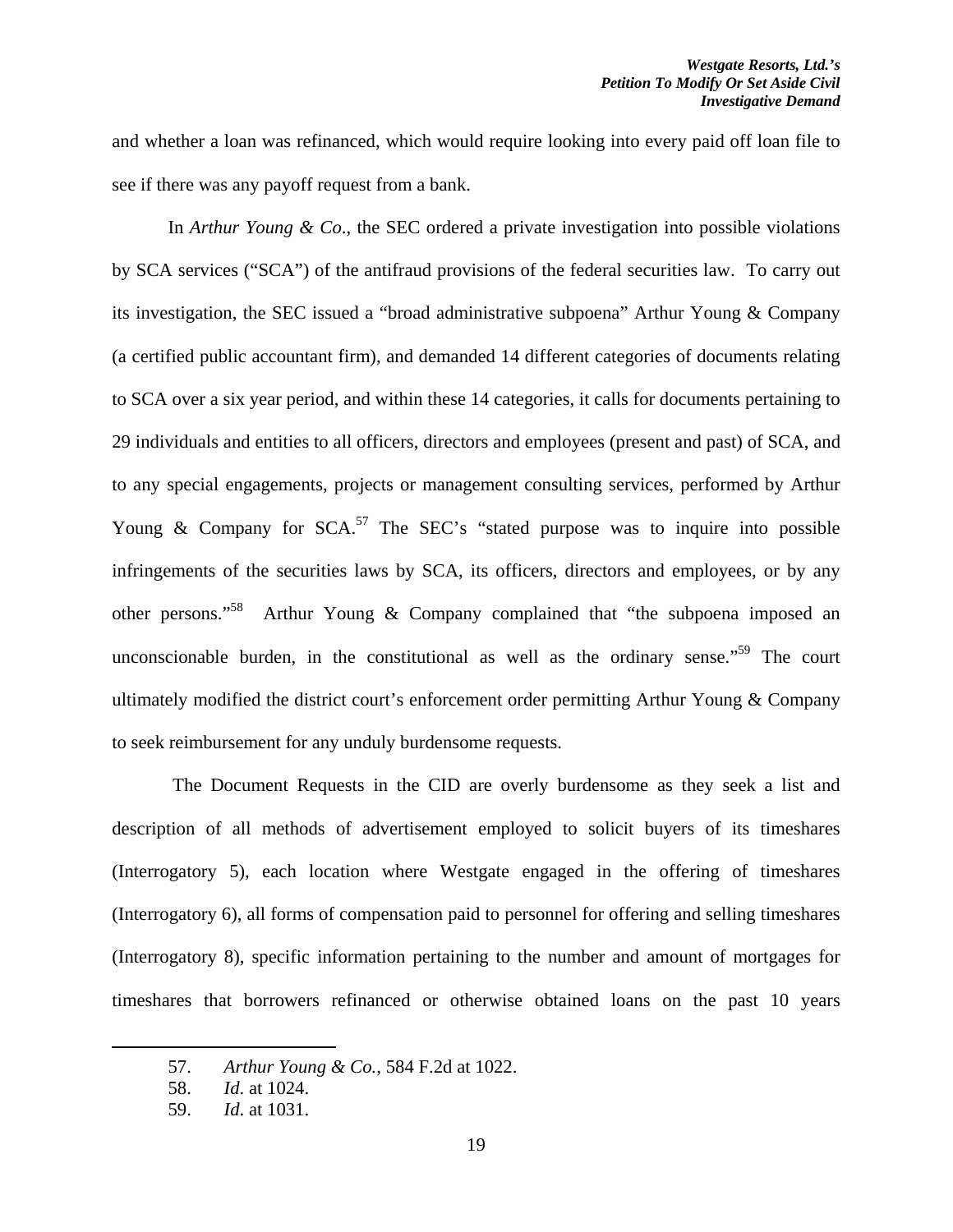and whether a loan was refinanced, which would require looking into every paid off loan file to see if there was any payoff request from a bank.

In *Arthur Young & Co*., the SEC ordered a private investigation into possible violations by SCA services ("SCA") of the antifraud provisions of the federal securities law. To carry out its investigation, the SEC issued a "broad administrative subpoena" Arthur Young & Company (a certified public accountant firm), and demanded 14 different categories of documents relating to SCA over a six year period, and within these 14 categories, it calls for documents pertaining to 29 individuals and entities to all officers, directors and employees (present and past) of SCA, and to any special engagements, projects or management consulting services, performed by Arthur Young & Company for SCA.[57] The SEC's "stated purpose was to inquire into possible infringements of the securities laws by SCA, its officers, directors and employees, or by any other persons."[58] Arthur Young & Company complained that "the subpoena imposed an unconscionable burden, in the constitutional as well as the ordinary sense."[59] The court ultimately modified the district court's enforcement order permitting Arthur Young & Company to seek reimbursement for any unduly burdensome requests.

The Document Requests in the CID are overly burdensome as they seek a list and description of all methods of advertisement employed to solicit buyers of its timeshares (Interrogatory 5), each location where Westgate engaged in the offering of timeshares (Interrogatory 6), all forms of compensation paid to personnel for offering and selling timeshares (Interrogatory 8), specific information pertaining to the number and amount of mortgages for timeshares that borrowers refinanced or otherwise obtained loans on the past 10 years

---

57. *Arthur Young & Co.*, 584 F.2d at 1022.
58. *Id.* at 1024.
59. *Id.* at 1031.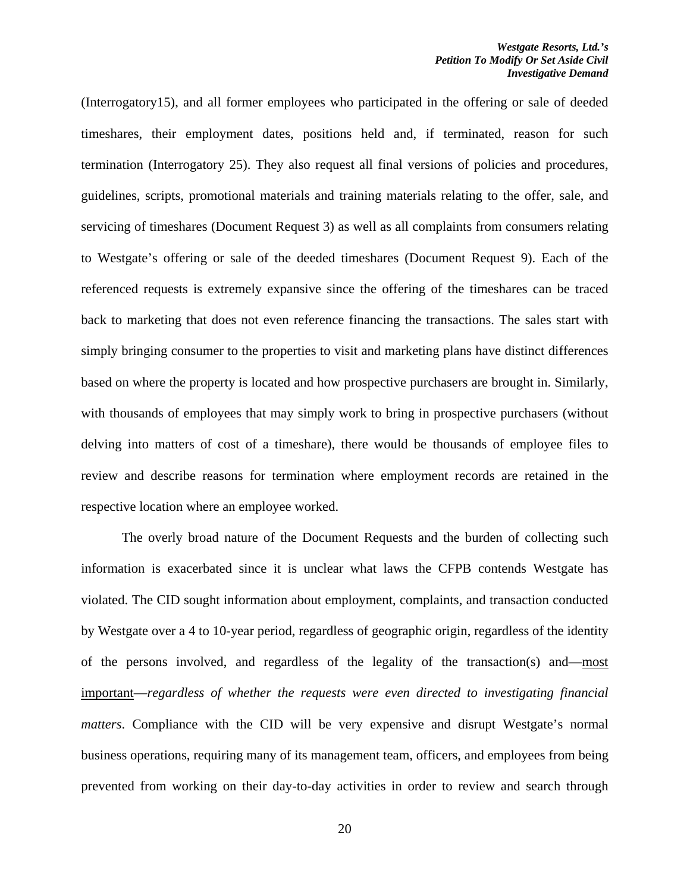(Interrogatory15), and all former employees who participated in the offering or sale of deeded timeshares, their employment dates, positions held and, if terminated, reason for such termination (Interrogatory 25). They also request all final versions of policies and procedures, guidelines, scripts, promotional materials and training materials relating to the offer, sale, and servicing of timeshares (Document Request 3) as well as all complaints from consumers relating to Westgate's offering or sale of the deeded timeshares (Document Request 9). Each of the referenced requests is extremely expansive since the offering of the timeshares can be traced back to marketing that does not even reference financing the transactions. The sales start with simply bringing consumer to the properties to visit and marketing plans have distinct differences based on where the property is located and how prospective purchasers are brought in. Similarly, with thousands of employees that may simply work to bring in prospective purchasers (without delving into matters of cost of a timeshare), there would be thousands of employee files to review and describe reasons for termination where employment records are retained in the respective location where an employee worked.

The overly broad nature of the Document Requests and the burden of collecting such information is exacerbated since it is unclear what laws the CFPB contends Westgate has violated. The CID sought information about employment, complaints, and transaction conducted by Westgate over a 4 to 10-year period, regardless of geographic origin, regardless of the identity of the persons involved, and regardless of the legality of the transaction(s) and—<u>most important</u>—*regardless of whether the requests were even directed to investigating financial matters*. Compliance with the CID will be very expensive and disrupt Westgate's normal business operations, requiring many of its management team, officers, and employees from being prevented from working on their day-to-day activities in order to review and search through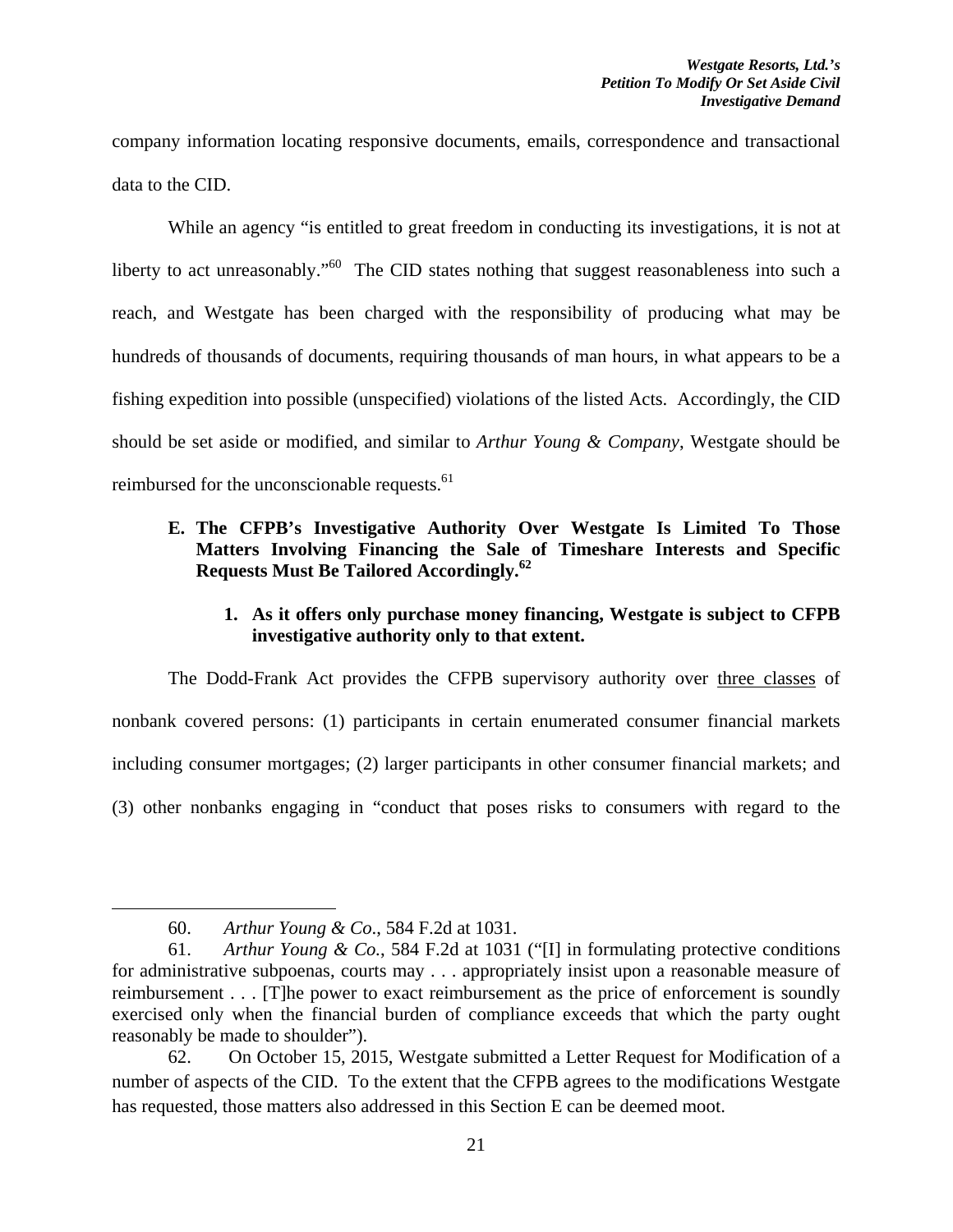company information locating responsive documents, emails, correspondence and transactional data to the CID.

While an agency "is entitled to great freedom in conducting its investigations, it is not at liberty to act unreasonably."[60] The CID states nothing that suggest reasonableness into such a reach, and Westgate has been charged with the responsibility of producing what may be hundreds of thousands of documents, requiring thousands of man hours, in what appears to be a fishing expedition into possible (unspecified) violations of the listed Acts. Accordingly, the CID should be set aside or modified, and similar to *Arthur Young & Company*, Westgate should be reimbursed for the unconscionable requests.[61]

### E. The CFPB's Investigative Authority Over Westgate Is Limited To Those Matters Involving Financing the Sale of Timeshare Interests and Specific Requests Must Be Tailored Accordingly.[62]

#### 1. As it offers only purchase money financing, Westgate is subject to CFPB investigative authority only to that extent.

The Dodd-Frank Act provides the CFPB supervisory authority over <u>three classes</u> of nonbank covered persons: (1) participants in certain enumerated consumer financial markets including consumer mortgages; (2) larger participants in other consumer financial markets; and (3) other nonbanks engaging in "conduct that poses risks to consumers with regard to the

---

60. *Arthur Young & Co.*, 584 F.2d at 1031.

61. *Arthur Young & Co.*, 584 F.2d at 1031 ("[I] in formulating protective conditions for administrative subpoenas, courts may . . . appropriately insist upon a reasonable measure of reimbursement . . . [T]he power to exact reimbursement as the price of enforcement is soundly exercised only when the financial burden of compliance exceeds that which the party ought reasonably be made to shoulder").

62. On October 15, 2015, Westgate submitted a Letter Request for Modification of a number of aspects of the CID. To the extent that the CFPB agrees to the modifications Westgate has requested, those matters also addressed in this Section E can be deemed moot.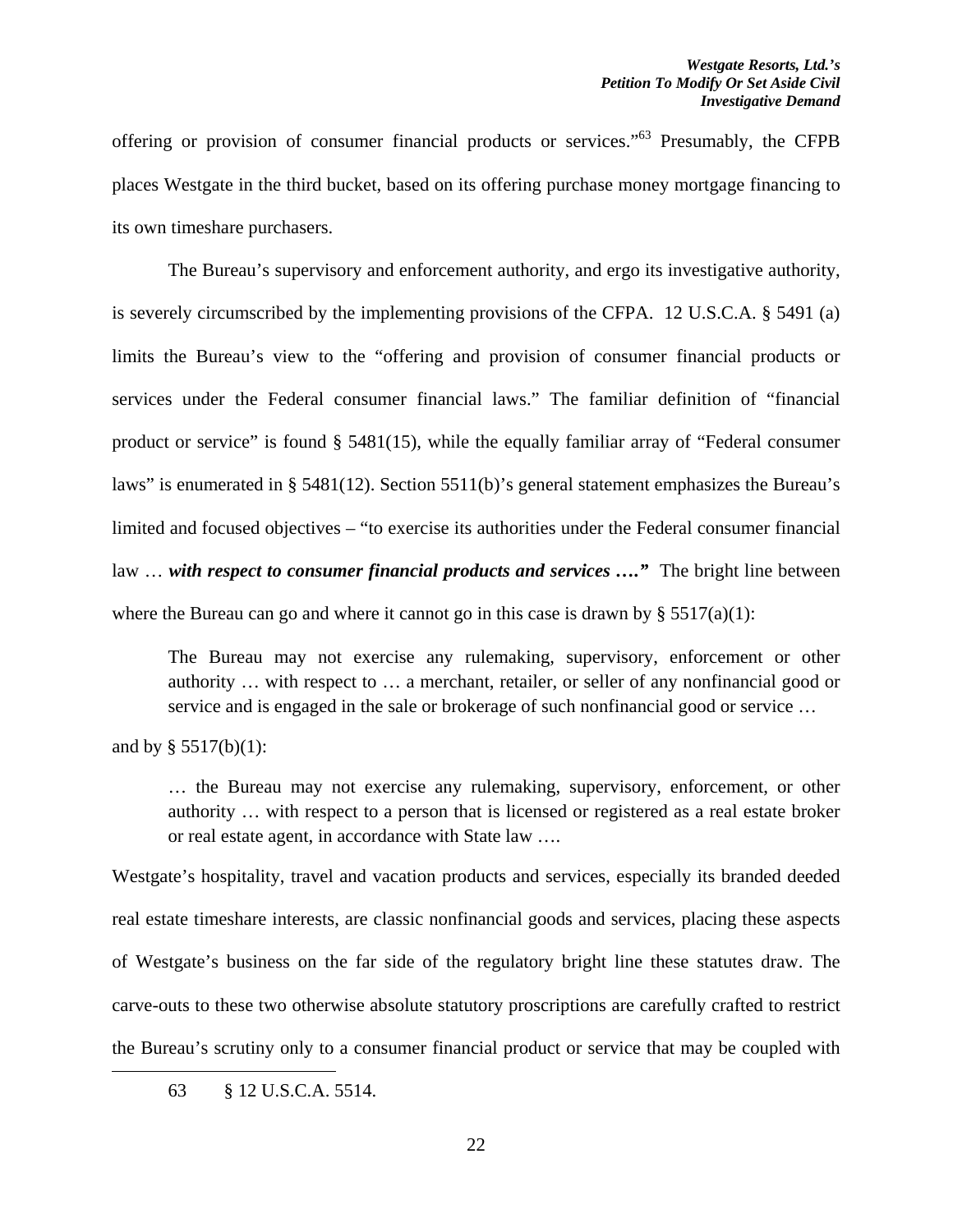offering or provision of consumer financial products or services."[63] Presumably, the CFPB places Westgate in the third bucket, based on its offering purchase money mortgage financing to its own timeshare purchasers.

The Bureau's supervisory and enforcement authority, and ergo its investigative authority, is severely circumscribed by the implementing provisions of the CFPA. 12 U.S.C.A. § 5491 (a) limits the Bureau's view to the "offering and provision of consumer financial products or services under the Federal consumer financial laws." The familiar definition of "financial product or service" is found § 5481(15), while the equally familiar array of "Federal consumer laws" is enumerated in § 5481(12). Section 5511(b)'s general statement emphasizes the Bureau's limited and focused objectives – "to exercise its authorities under the Federal consumer financial law … ***with respect to consumer financial products and services …."*** The bright line between where the Bureau can go and where it cannot go in this case is drawn by § 5517(a)(1):

> The Bureau may not exercise any rulemaking, supervisory, enforcement or other authority … with respect to … a merchant, retailer, or seller of any nonfinancial good or service and is engaged in the sale or brokerage of such nonfinancial good or service …

and by § 5517(b)(1):

> … the Bureau may not exercise any rulemaking, supervisory, enforcement, or other authority … with respect to a person that is licensed or registered as a real estate broker or real estate agent, in accordance with State law ….

Westgate's hospitality, travel and vacation products and services, especially its branded deeded real estate timeshare interests, are classic nonfinancial goods and services, placing these aspects of Westgate's business on the far side of the regulatory bright line these statutes draw. The carve-outs to these two otherwise absolute statutory proscriptions are carefully crafted to restrict the Bureau's scrutiny only to a consumer financial product or service that may be coupled with

---

63 § 12 U.S.C.A. 5514.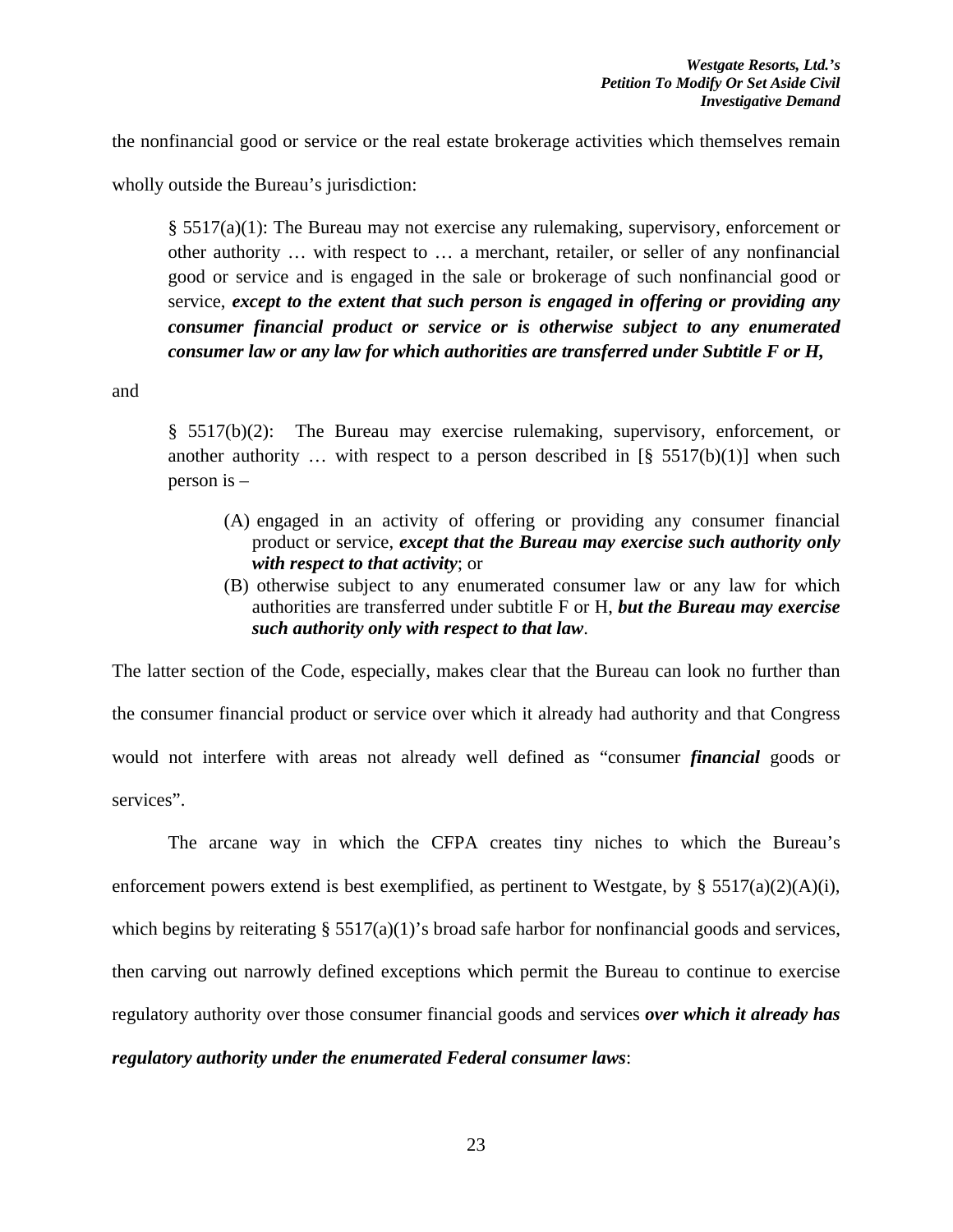the nonfinancial good or service or the real estate brokerage activities which themselves remain wholly outside the Bureau's jurisdiction:

> § 5517(a)(1): The Bureau may not exercise any rulemaking, supervisory, enforcement or other authority … with respect to … a merchant, retailer, or seller of any nonfinancial good or service and is engaged in the sale or brokerage of such nonfinancial good or service, ***except to the extent that such person is engaged in offering or providing any consumer financial product or service or is otherwise subject to any enumerated consumer law or any law for which authorities are transferred under Subtitle F or H,***

and

> § 5517(b)(2): The Bureau may exercise rulemaking, supervisory, enforcement, or another authority … with respect to a person described in [§ 5517(b)(1)] when such person is –
>
> (A) engaged in an activity of offering or providing any consumer financial product or service, ***except that the Bureau may exercise such authority only with respect to that activity***; or
>
> (B) otherwise subject to any enumerated consumer law or any law for which authorities are transferred under subtitle F or H, ***but the Bureau may exercise such authority only with respect to that law***.

The latter section of the Code, especially, makes clear that the Bureau can look no further than the consumer financial product or service over which it already had authority and that Congress would not interfere with areas not already well defined as "consumer ***financial*** goods or services".

The arcane way in which the CFPA creates tiny niches to which the Bureau's enforcement powers extend is best exemplified, as pertinent to Westgate, by § 5517(a)(2)(A)(i), which begins by reiterating § 5517(a)(1)'s broad safe harbor for nonfinancial goods and services, then carving out narrowly defined exceptions which permit the Bureau to continue to exercise regulatory authority over those consumer financial goods and services ***over which it already has regulatory authority under the enumerated Federal consumer laws***: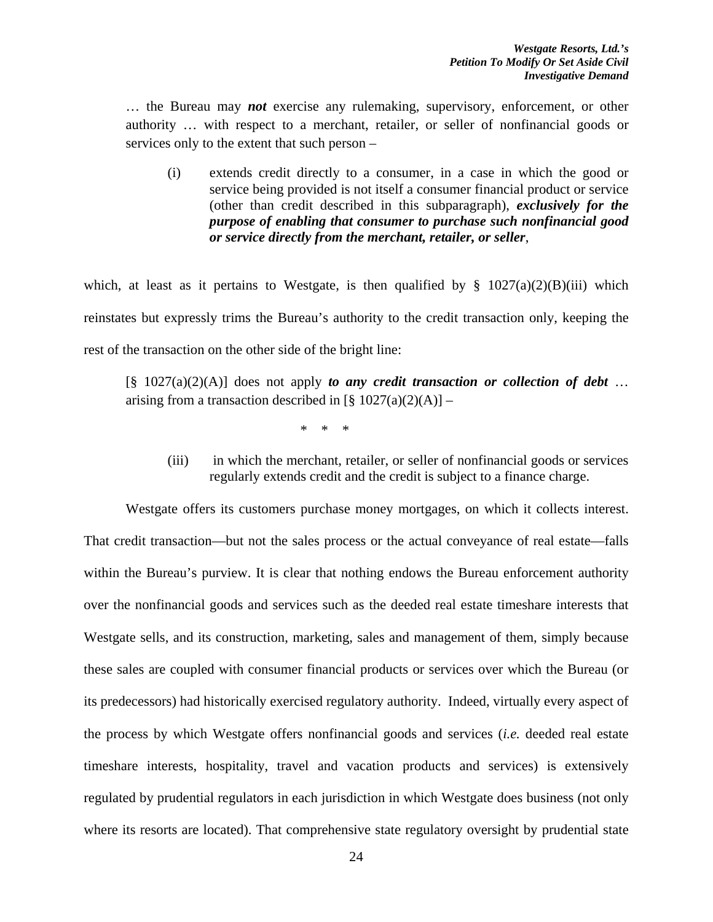> … the Bureau may ***not*** exercise any rulemaking, supervisory, enforcement, or other authority … with respect to a merchant, retailer, or seller of nonfinancial goods or services only to the extent that such person –
>
> (i) extends credit directly to a consumer, in a case in which the good or service being provided is not itself a consumer financial product or service (other than credit described in this subparagraph), ***exclusively for the purpose of enabling that consumer to purchase such nonfinancial good or service directly from the merchant, retailer, or seller***,

which, at least as it pertains to Westgate, is then qualified by § 1027(a)(2)(B)(iii) which reinstates but expressly trims the Bureau's authority to the credit transaction only, keeping the rest of the transaction on the other side of the bright line:

> [§ 1027(a)(2)(A)] does not apply ***to any credit transaction or collection of debt*** … arising from a transaction described in [§ 1027(a)(2)(A)] –
>
> \* \* \*
>
> (iii) in which the merchant, retailer, or seller of nonfinancial goods or services regularly extends credit and the credit is subject to a finance charge.

Westgate offers its customers purchase money mortgages, on which it collects interest. That credit transaction—but not the sales process or the actual conveyance of real estate—falls within the Bureau's purview. It is clear that nothing endows the Bureau enforcement authority over the nonfinancial goods and services such as the deeded real estate timeshare interests that Westgate sells, and its construction, marketing, sales and management of them, simply because these sales are coupled with consumer financial products or services over which the Bureau (or its predecessors) had historically exercised regulatory authority. Indeed, virtually every aspect of the process by which Westgate offers nonfinancial goods and services (*i.e.* deeded real estate timeshare interests, hospitality, travel and vacation products and services) is extensively regulated by prudential regulators in each jurisdiction in which Westgate does business (not only where its resorts are located). That comprehensive state regulatory oversight by prudential state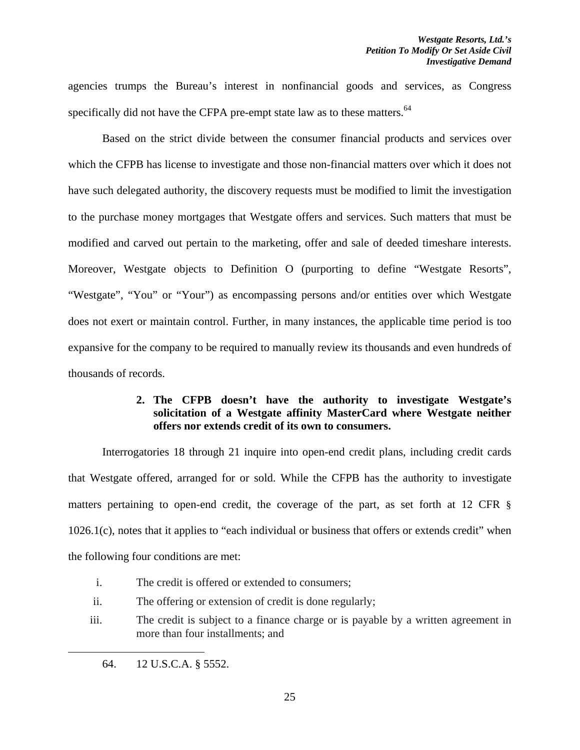agencies trumps the Bureau's interest in nonfinancial goods and services, as Congress specifically did not have the CFPA pre-empt state law as to these matters.[64]

Based on the strict divide between the consumer financial products and services over which the CFPB has license to investigate and those non-financial matters over which it does not have such delegated authority, the discovery requests must be modified to limit the investigation to the purchase money mortgages that Westgate offers and services. Such matters that must be modified and carved out pertain to the marketing, offer and sale of deeded timeshare interests. Moreover, Westgate objects to Definition O (purporting to define "Westgate Resorts", "Westgate", "You" or "Your") as encompassing persons and/or entities over which Westgate does not exert or maintain control. Further, in many instances, the applicable time period is too expansive for the company to be required to manually review its thousands and even hundreds of thousands of records.

**2. The CFPB doesn't have the authority to investigate Westgate's solicitation of a Westgate affinity MasterCard where Westgate neither offers nor extends credit of its own to consumers.**

Interrogatories 18 through 21 inquire into open-end credit plans, including credit cards that Westgate offered, arranged for or sold. While the CFPB has the authority to investigate matters pertaining to open-end credit, the coverage of the part, as set forth at 12 CFR § 1026.1(c), notes that it applies to "each individual or business that offers or extends credit" when the following four conditions are met:

i. The credit is offered or extended to consumers;

ii. The offering or extension of credit is done regularly;

iii. The credit is subject to a finance charge or is payable by a written agreement in more than four installments; and

---

64. 12 U.S.C.A. § 5552.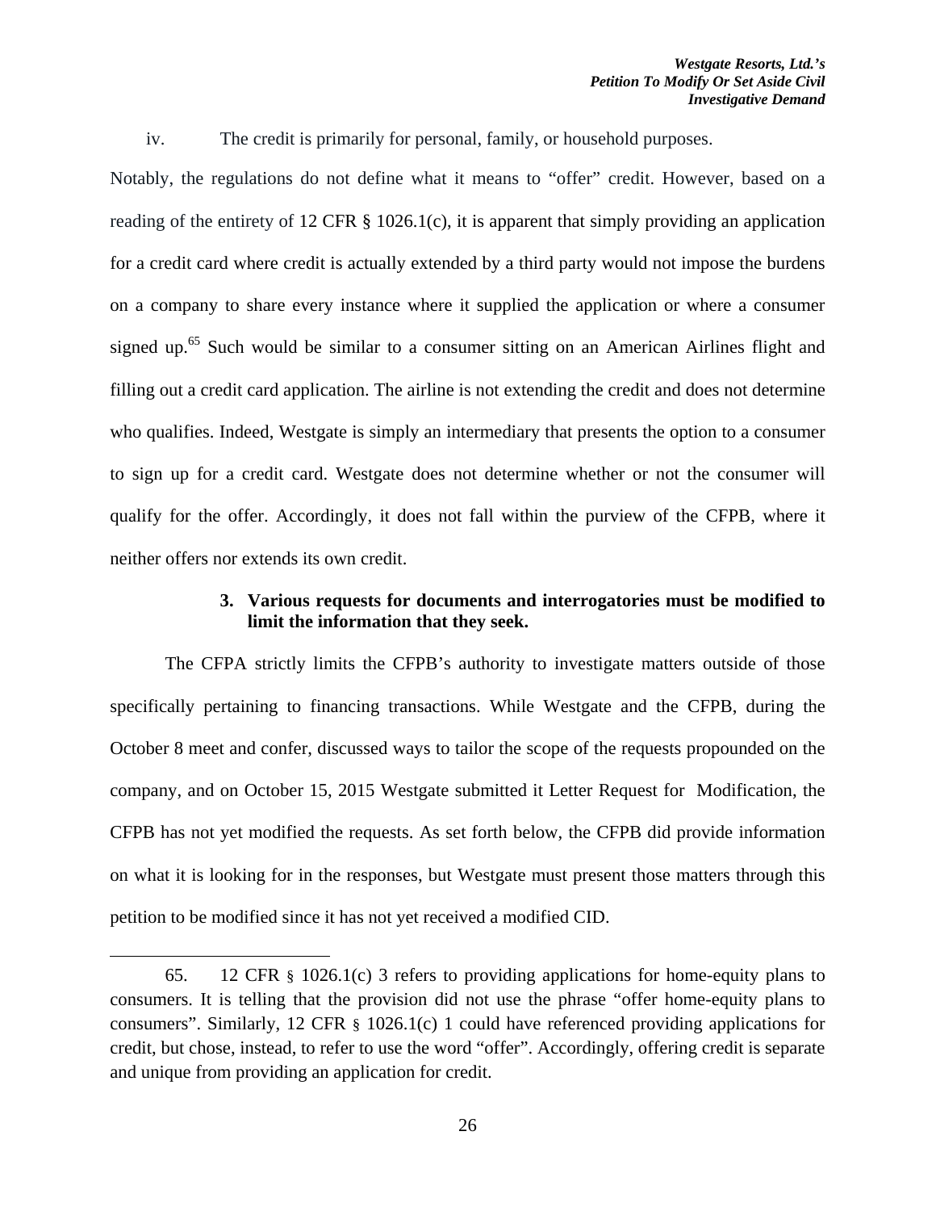iv. The credit is primarily for personal, family, or household purposes.

Notably, the regulations do not define what it means to "offer" credit. However, based on a reading of the entirety of 12 CFR § 1026.1(c), it is apparent that simply providing an application for a credit card where credit is actually extended by a third party would not impose the burdens on a company to share every instance where it supplied the application or where a consumer signed up.[65] Such would be similar to a consumer sitting on an American Airlines flight and filling out a credit card application. The airline is not extending the credit and does not determine who qualifies. Indeed, Westgate is simply an intermediary that presents the option to a consumer to sign up for a credit card. Westgate does not determine whether or not the consumer will qualify for the offer. Accordingly, it does not fall within the purview of the CFPB, where it neither offers nor extends its own credit.

### 3. Various requests for documents and interrogatories must be modified to limit the information that they seek.

The CFPA strictly limits the CFPB's authority to investigate matters outside of those specifically pertaining to financing transactions. While Westgate and the CFPB, during the October 8 meet and confer, discussed ways to tailor the scope of the requests propounded on the company, and on October 15, 2015 Westgate submitted it Letter Request for Modification, the CFPB has not yet modified the requests. As set forth below, the CFPB did provide information on what it is looking for in the responses, but Westgate must present those matters through this petition to be modified since it has not yet received a modified CID.

---

65. 12 CFR § 1026.1(c) 3 refers to providing applications for home-equity plans to consumers. It is telling that the provision did not use the phrase "offer home-equity plans to consumers". Similarly, 12 CFR § 1026.1(c) 1 could have referenced providing applications for credit, but chose, instead, to refer to use the word "offer". Accordingly, offering credit is separate and unique from providing an application for credit.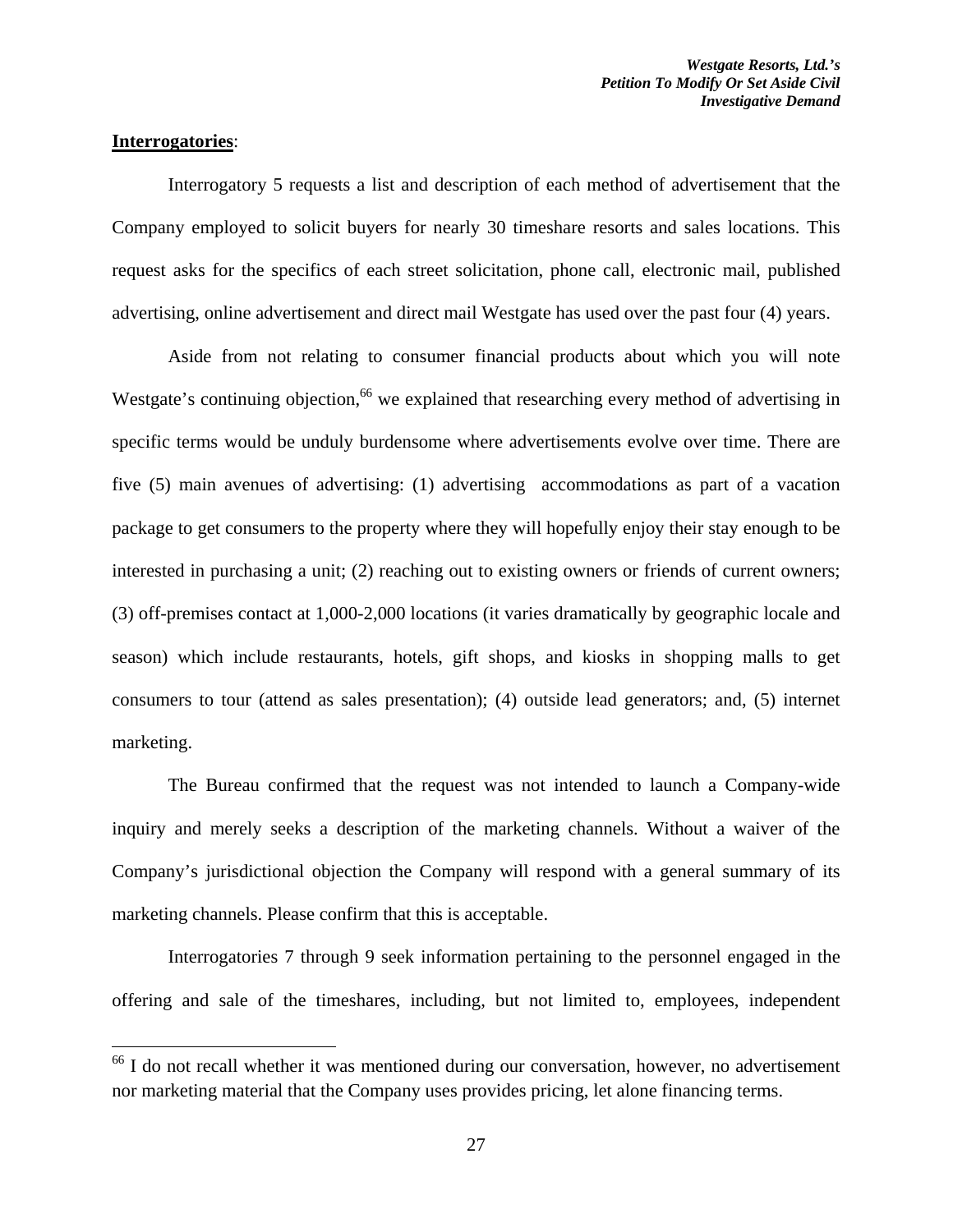**Interrogatories**:

Interrogatory 5 requests a list and description of each method of advertisement that the Company employed to solicit buyers for nearly 30 timeshare resorts and sales locations. This request asks for the specifics of each street solicitation, phone call, electronic mail, published advertising, online advertisement and direct mail Westgate has used over the past four (4) years.

Aside from not relating to consumer financial products about which you will note Westgate's continuing objection,[66] we explained that researching every method of advertising in specific terms would be unduly burdensome where advertisements evolve over time. There are five (5) main avenues of advertising: (1) advertising accommodations as part of a vacation package to get consumers to the property where they will hopefully enjoy their stay enough to be interested in purchasing a unit; (2) reaching out to existing owners or friends of current owners; (3) off-premises contact at 1,000-2,000 locations (it varies dramatically by geographic locale and season) which include restaurants, hotels, gift shops, and kiosks in shopping malls to get consumers to tour (attend as sales presentation); (4) outside lead generators; and, (5) internet marketing.

The Bureau confirmed that the request was not intended to launch a Company-wide inquiry and merely seeks a description of the marketing channels. Without a waiver of the Company's jurisdictional objection the Company will respond with a general summary of its marketing channels. Please confirm that this is acceptable.

Interrogatories 7 through 9 seek information pertaining to the personnel engaged in the offering and sale of the timeshares, including, but not limited to, employees, independent

---

[66] I do not recall whether it was mentioned during our conversation, however, no advertisement nor marketing material that the Company uses provides pricing, let alone financing terms.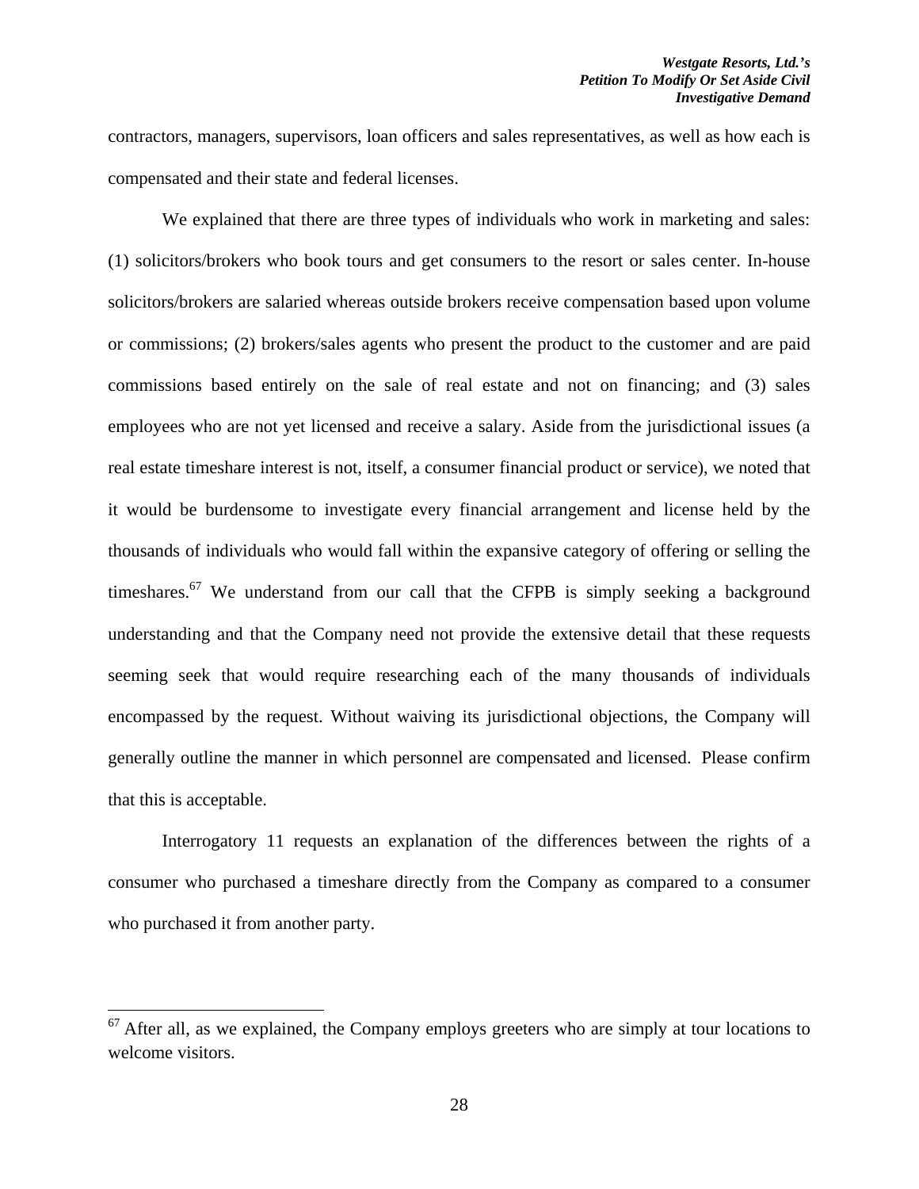contractors, managers, supervisors, loan officers and sales representatives, as well as how each is compensated and their state and federal licenses.

We explained that there are three types of individuals who work in marketing and sales: (1) solicitors/brokers who book tours and get consumers to the resort or sales center. In-house solicitors/brokers are salaried whereas outside brokers receive compensation based upon volume or commissions; (2) brokers/sales agents who present the product to the customer and are paid commissions based entirely on the sale of real estate and not on financing; and (3) sales employees who are not yet licensed and receive a salary. Aside from the jurisdictional issues (a real estate timeshare interest is not, itself, a consumer financial product or service), we noted that it would be burdensome to investigate every financial arrangement and license held by the thousands of individuals who would fall within the expansive category of offering or selling the timeshares.[67] We understand from our call that the CFPB is simply seeking a background understanding and that the Company need not provide the extensive detail that these requests seeming seek that would require researching each of the many thousands of individuals encompassed by the request. Without waiving its jurisdictional objections, the Company will generally outline the manner in which personnel are compensated and licensed. Please confirm that this is acceptable.

Interrogatory 11 requests an explanation of the differences between the rights of a consumer who purchased a timeshare directly from the Company as compared to a consumer who purchased it from another party.

[67] After all, as we explained, the Company employs greeters who are simply at tour locations to welcome visitors.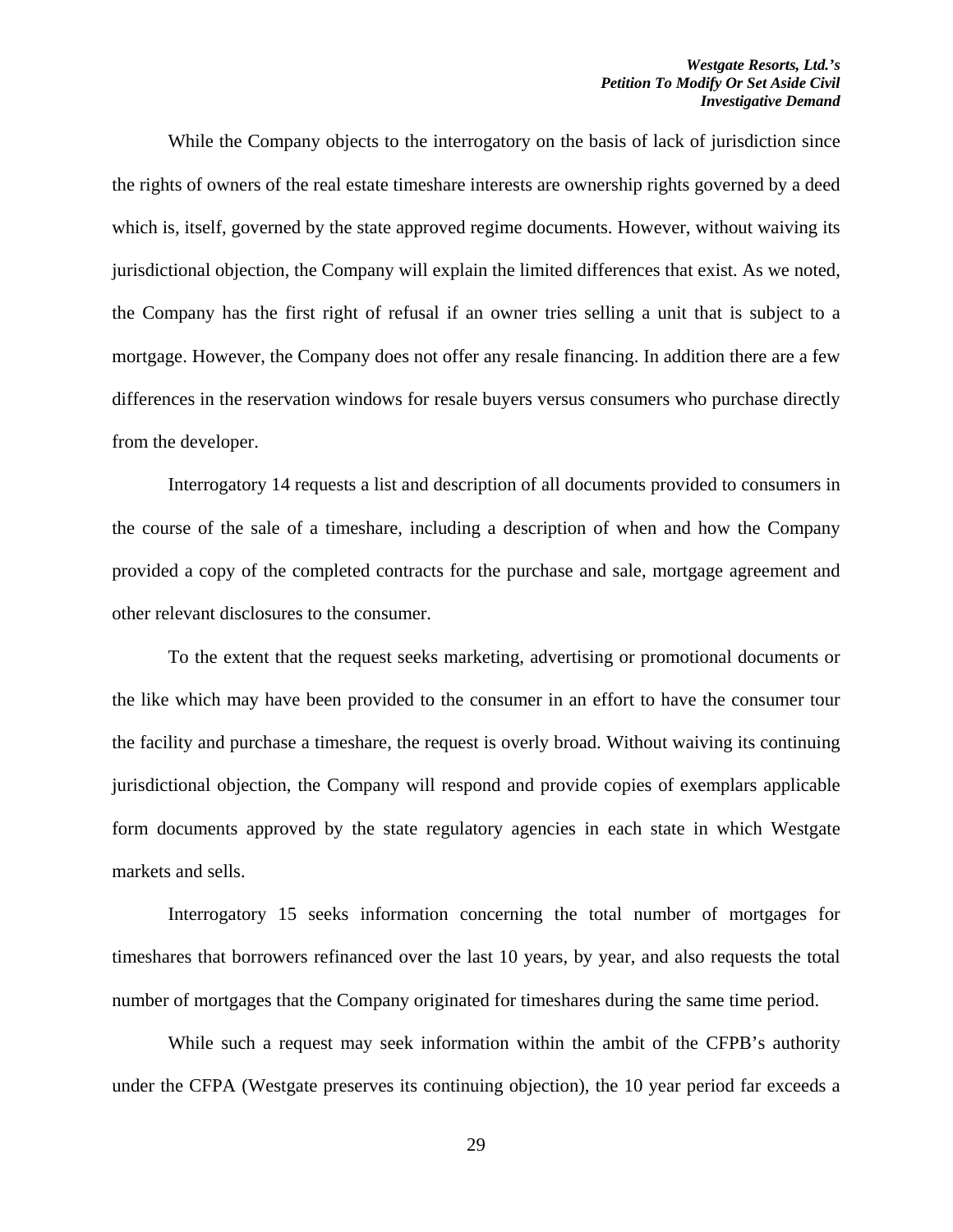While the Company objects to the interrogatory on the basis of lack of jurisdiction since the rights of owners of the real estate timeshare interests are ownership rights governed by a deed which is, itself, governed by the state approved regime documents. However, without waiving its jurisdictional objection, the Company will explain the limited differences that exist. As we noted, the Company has the first right of refusal if an owner tries selling a unit that is subject to a mortgage. However, the Company does not offer any resale financing. In addition there are a few differences in the reservation windows for resale buyers versus consumers who purchase directly from the developer.

Interrogatory 14 requests a list and description of all documents provided to consumers in the course of the sale of a timeshare, including a description of when and how the Company provided a copy of the completed contracts for the purchase and sale, mortgage agreement and other relevant disclosures to the consumer.

To the extent that the request seeks marketing, advertising or promotional documents or the like which may have been provided to the consumer in an effort to have the consumer tour the facility and purchase a timeshare, the request is overly broad. Without waiving its continuing jurisdictional objection, the Company will respond and provide copies of exemplars applicable form documents approved by the state regulatory agencies in each state in which Westgate markets and sells.

Interrogatory 15 seeks information concerning the total number of mortgages for timeshares that borrowers refinanced over the last 10 years, by year, and also requests the total number of mortgages that the Company originated for timeshares during the same time period.

While such a request may seek information within the ambit of the CFPB's authority under the CFPA (Westgate preserves its continuing objection), the 10 year period far exceeds a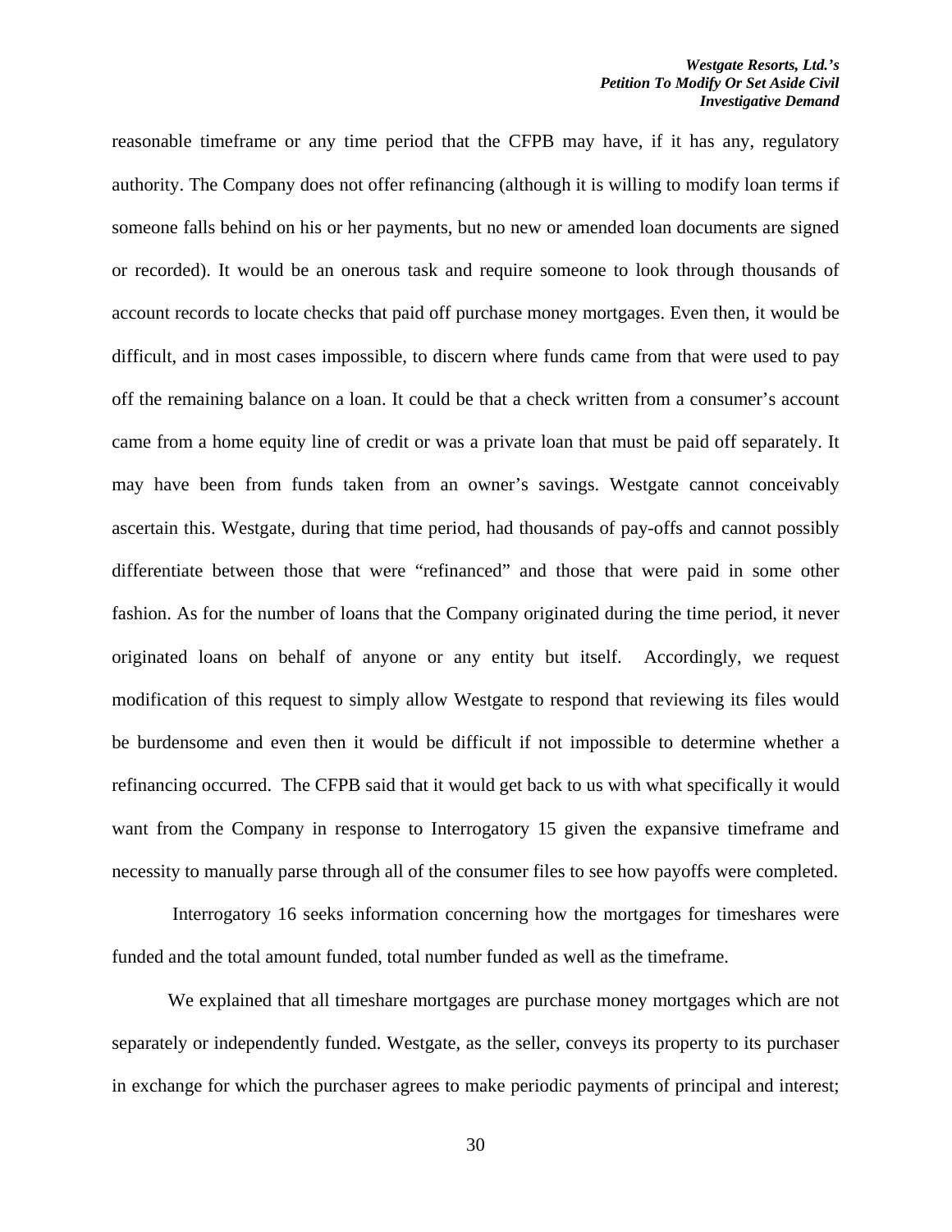reasonable timeframe or any time period that the CFPB may have, if it has any, regulatory authority. The Company does not offer refinancing (although it is willing to modify loan terms if someone falls behind on his or her payments, but no new or amended loan documents are signed or recorded). It would be an onerous task and require someone to look through thousands of account records to locate checks that paid off purchase money mortgages. Even then, it would be difficult, and in most cases impossible, to discern where funds came from that were used to pay off the remaining balance on a loan. It could be that a check written from a consumer's account came from a home equity line of credit or was a private loan that must be paid off separately. It may have been from funds taken from an owner's savings. Westgate cannot conceivably ascertain this. Westgate, during that time period, had thousands of pay-offs and cannot possibly differentiate between those that were "refinanced" and those that were paid in some other fashion. As for the number of loans that the Company originated during the time period, it never originated loans on behalf of anyone or any entity but itself. Accordingly, we request modification of this request to simply allow Westgate to respond that reviewing its files would be burdensome and even then it would be difficult if not impossible to determine whether a refinancing occurred. The CFPB said that it would get back to us with what specifically it would want from the Company in response to Interrogatory 15 given the expansive timeframe and necessity to manually parse through all of the consumer files to see how payoffs were completed.

Interrogatory 16 seeks information concerning how the mortgages for timeshares were funded and the total amount funded, total number funded as well as the timeframe.

We explained that all timeshare mortgages are purchase money mortgages which are not separately or independently funded. Westgate, as the seller, conveys its property to its purchaser in exchange for which the purchaser agrees to make periodic payments of principal and interest;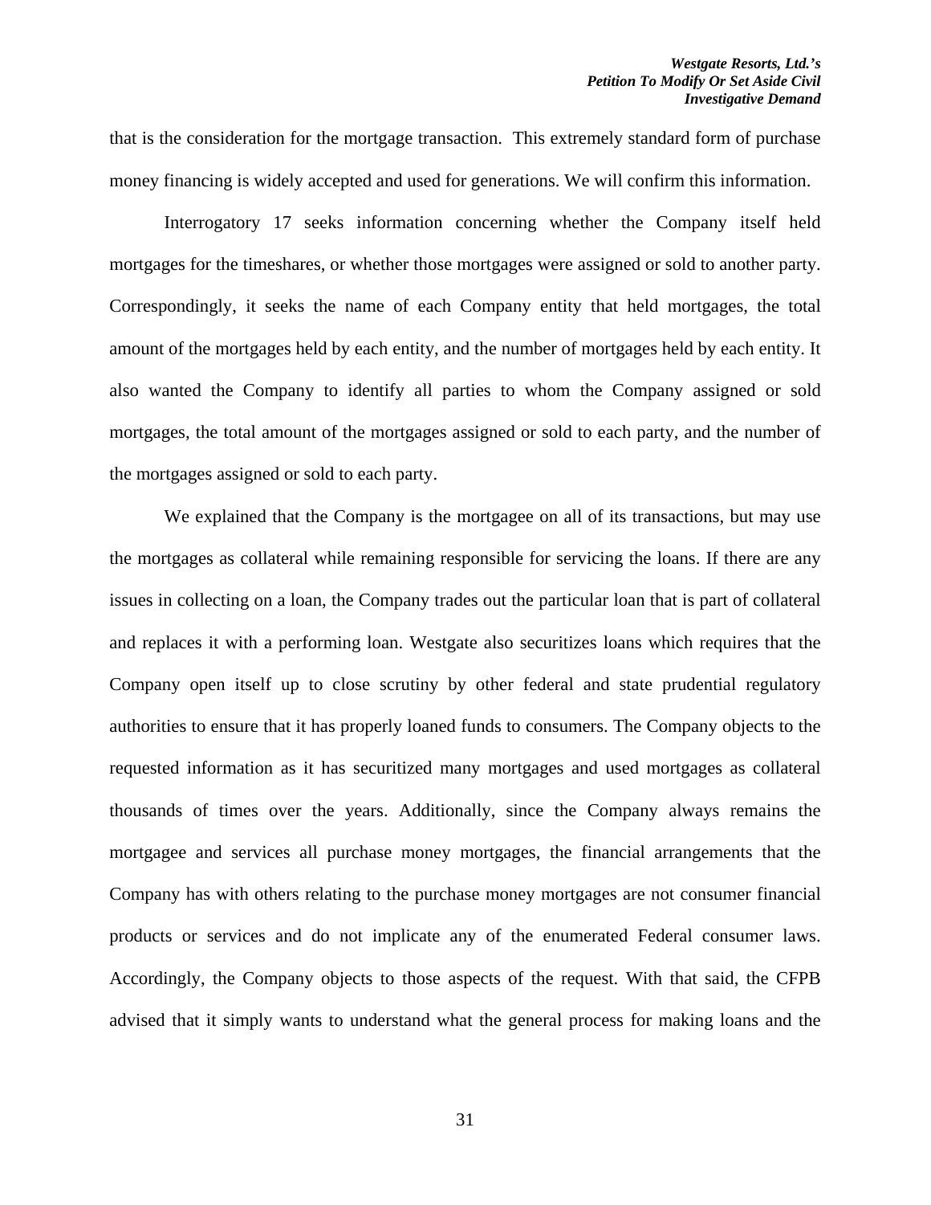that is the consideration for the mortgage transaction. This extremely standard form of purchase money financing is widely accepted and used for generations. We will confirm this information.

Interrogatory 17 seeks information concerning whether the Company itself held mortgages for the timeshares, or whether those mortgages were assigned or sold to another party. Correspondingly, it seeks the name of each Company entity that held mortgages, the total amount of the mortgages held by each entity, and the number of mortgages held by each entity. It also wanted the Company to identify all parties to whom the Company assigned or sold mortgages, the total amount of the mortgages assigned or sold to each party, and the number of the mortgages assigned or sold to each party.

We explained that the Company is the mortgagee on all of its transactions, but may use the mortgages as collateral while remaining responsible for servicing the loans. If there are any issues in collecting on a loan, the Company trades out the particular loan that is part of collateral and replaces it with a performing loan. Westgate also securitizes loans which requires that the Company open itself up to close scrutiny by other federal and state prudential regulatory authorities to ensure that it has properly loaned funds to consumers. The Company objects to the requested information as it has securitized many mortgages and used mortgages as collateral thousands of times over the years. Additionally, since the Company always remains the mortgagee and services all purchase money mortgages, the financial arrangements that the Company has with others relating to the purchase money mortgages are not consumer financial products or services and do not implicate any of the enumerated Federal consumer laws. Accordingly, the Company objects to those aspects of the request. With that said, the CFPB advised that it simply wants to understand what the general process for making loans and the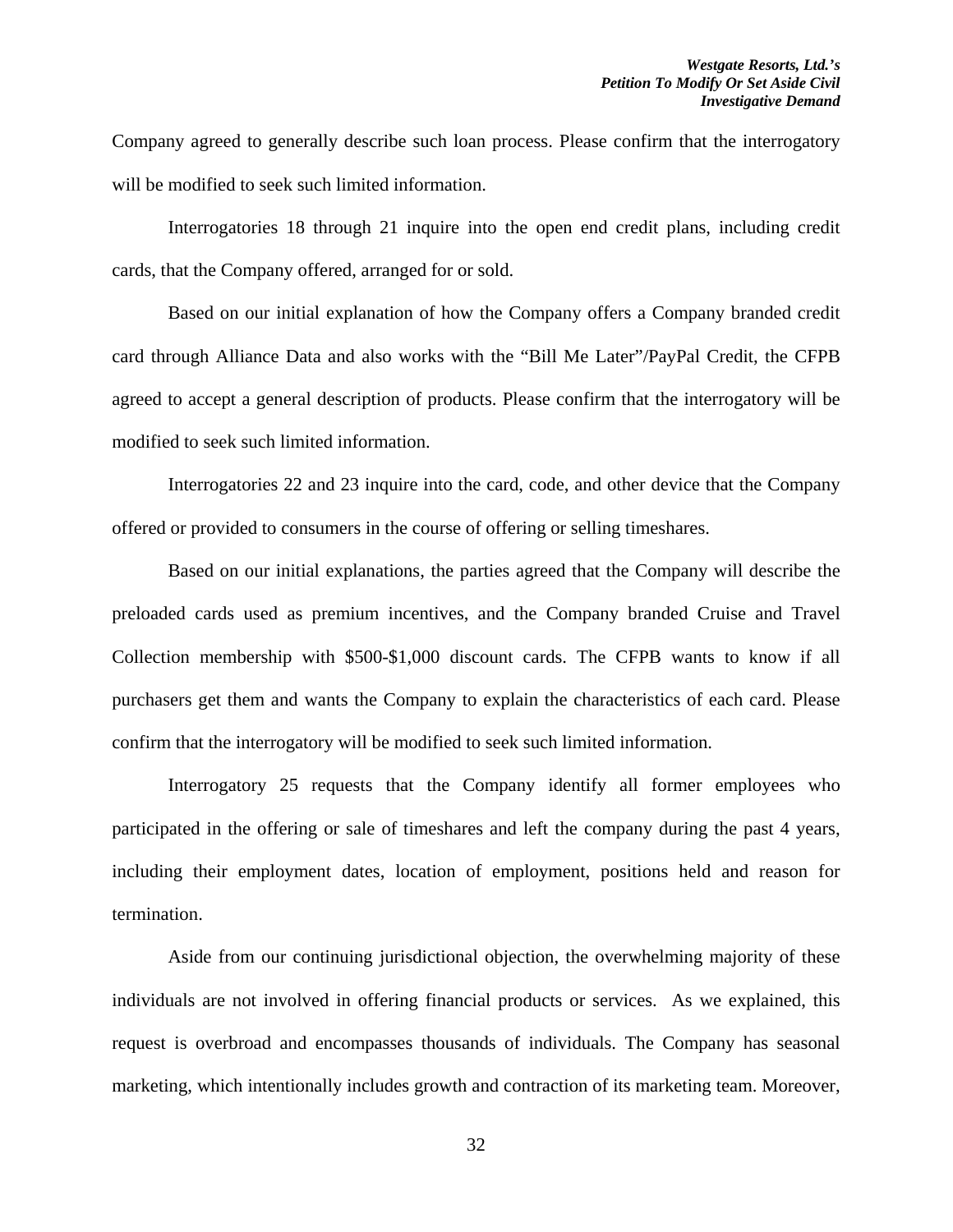Company agreed to generally describe such loan process. Please confirm that the interrogatory will be modified to seek such limited information.

Interrogatories 18 through 21 inquire into the open end credit plans, including credit cards, that the Company offered, arranged for or sold.

Based on our initial explanation of how the Company offers a Company branded credit card through Alliance Data and also works with the "Bill Me Later"/PayPal Credit, the CFPB agreed to accept a general description of products. Please confirm that the interrogatory will be modified to seek such limited information.

Interrogatories 22 and 23 inquire into the card, code, and other device that the Company offered or provided to consumers in the course of offering or selling timeshares.

Based on our initial explanations, the parties agreed that the Company will describe the preloaded cards used as premium incentives, and the Company branded Cruise and Travel Collection membership with \$500-\$1,000 discount cards. The CFPB wants to know if all purchasers get them and wants the Company to explain the characteristics of each card. Please confirm that the interrogatory will be modified to seek such limited information.

Interrogatory 25 requests that the Company identify all former employees who participated in the offering or sale of timeshares and left the company during the past 4 years, including their employment dates, location of employment, positions held and reason for termination.

Aside from our continuing jurisdictional objection, the overwhelming majority of these individuals are not involved in offering financial products or services. As we explained, this request is overbroad and encompasses thousands of individuals. The Company has seasonal marketing, which intentionally includes growth and contraction of its marketing team. Moreover,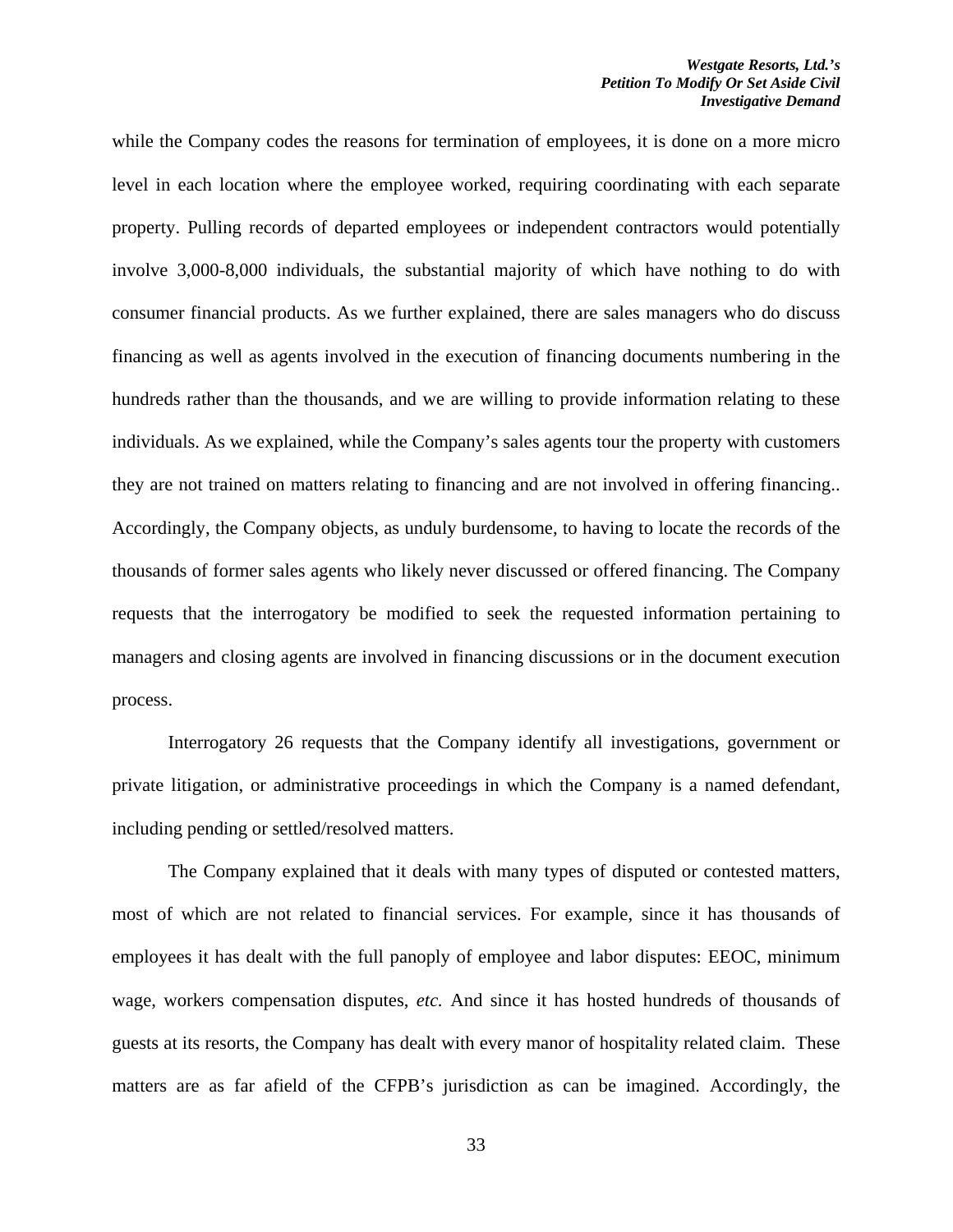while the Company codes the reasons for termination of employees, it is done on a more micro level in each location where the employee worked, requiring coordinating with each separate property. Pulling records of departed employees or independent contractors would potentially involve 3,000-8,000 individuals, the substantial majority of which have nothing to do with consumer financial products. As we further explained, there are sales managers who do discuss financing as well as agents involved in the execution of financing documents numbering in the hundreds rather than the thousands, and we are willing to provide information relating to these individuals. As we explained, while the Company's sales agents tour the property with customers they are not trained on matters relating to financing and are not involved in offering financing.. Accordingly, the Company objects, as unduly burdensome, to having to locate the records of the thousands of former sales agents who likely never discussed or offered financing. The Company requests that the interrogatory be modified to seek the requested information pertaining to managers and closing agents are involved in financing discussions or in the document execution process.

Interrogatory 26 requests that the Company identify all investigations, government or private litigation, or administrative proceedings in which the Company is a named defendant, including pending or settled/resolved matters.

The Company explained that it deals with many types of disputed or contested matters, most of which are not related to financial services. For example, since it has thousands of employees it has dealt with the full panoply of employee and labor disputes: EEOC, minimum wage, workers compensation disputes, *etc.* And since it has hosted hundreds of thousands of guests at its resorts, the Company has dealt with every manor of hospitality related claim. These matters are as far afield of the CFPB's jurisdiction as can be imagined. Accordingly, the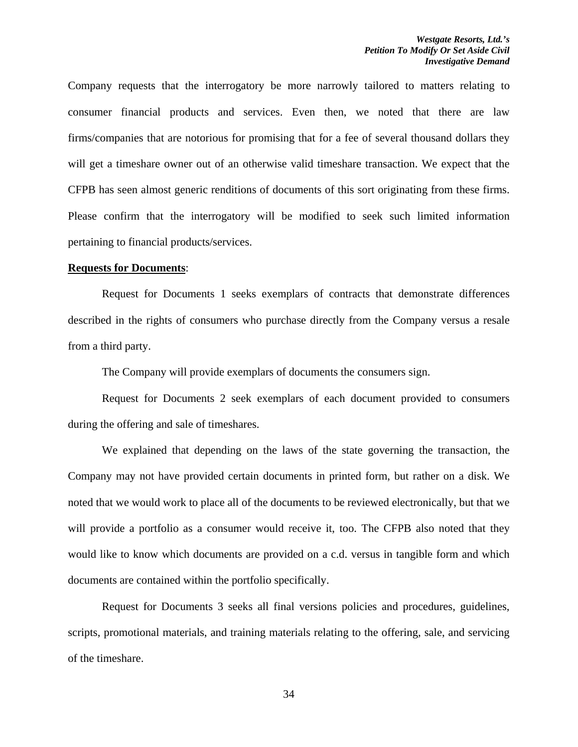Company requests that the interrogatory be more narrowly tailored to matters relating to consumer financial products and services. Even then, we noted that there are law firms/companies that are notorious for promising that for a fee of several thousand dollars they will get a timeshare owner out of an otherwise valid timeshare transaction. We expect that the CFPB has seen almost generic renditions of documents of this sort originating from these firms. Please confirm that the interrogatory will be modified to seek such limited information pertaining to financial products/services.

**<u>Requests for Documents</u>**:

Request for Documents 1 seeks exemplars of contracts that demonstrate differences described in the rights of consumers who purchase directly from the Company versus a resale from a third party.

The Company will provide exemplars of documents the consumers sign.

Request for Documents 2 seek exemplars of each document provided to consumers during the offering and sale of timeshares.

We explained that depending on the laws of the state governing the transaction, the Company may not have provided certain documents in printed form, but rather on a disk. We noted that we would work to place all of the documents to be reviewed electronically, but that we will provide a portfolio as a consumer would receive it, too. The CFPB also noted that they would like to know which documents are provided on a c.d. versus in tangible form and which documents are contained within the portfolio specifically.

Request for Documents 3 seeks all final versions policies and procedures, guidelines, scripts, promotional materials, and training materials relating to the offering, sale, and servicing of the timeshare.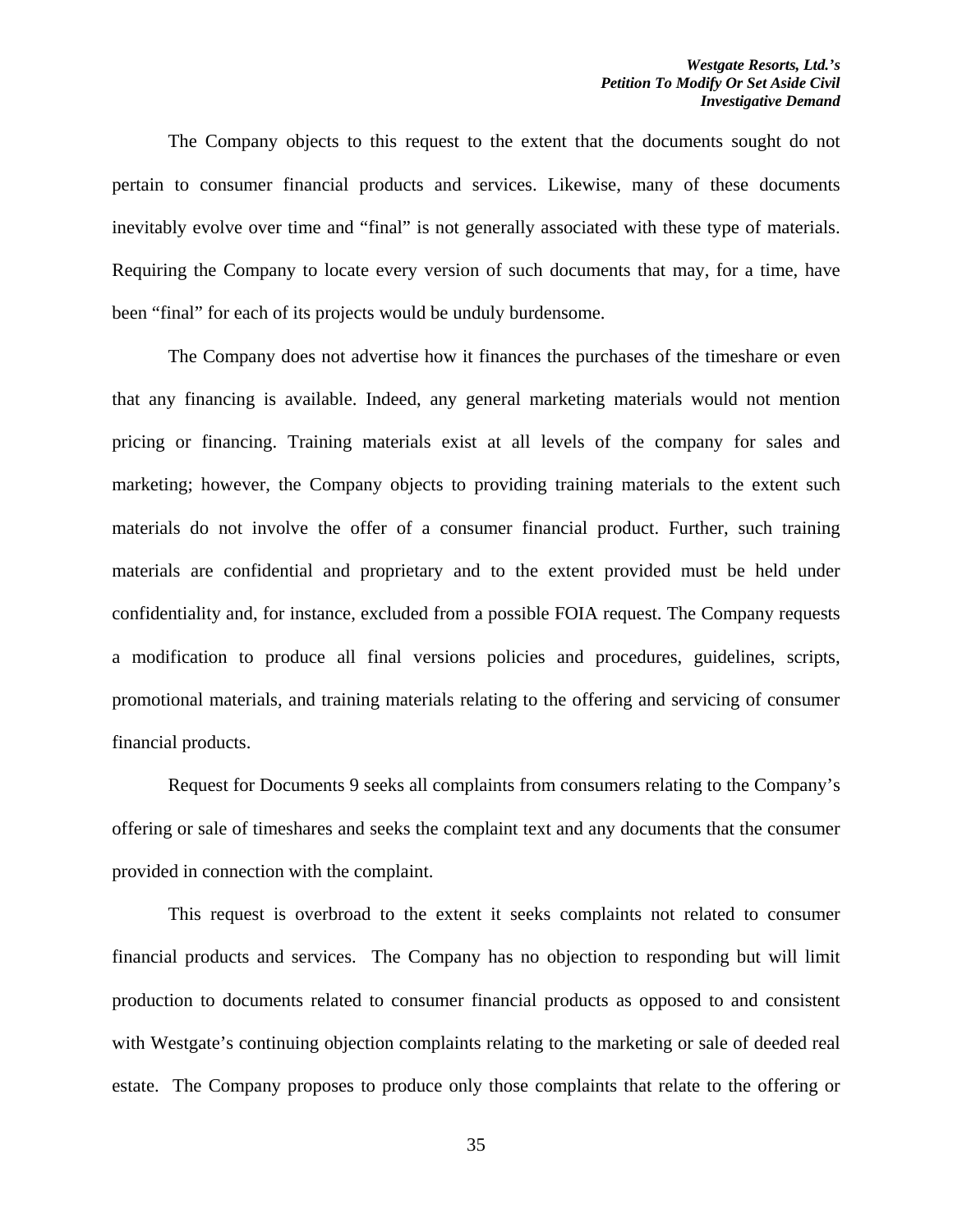The Company objects to this request to the extent that the documents sought do not pertain to consumer financial products and services. Likewise, many of these documents inevitably evolve over time and "final" is not generally associated with these type of materials. Requiring the Company to locate every version of such documents that may, for a time, have been "final" for each of its projects would be unduly burdensome.

The Company does not advertise how it finances the purchases of the timeshare or even that any financing is available. Indeed, any general marketing materials would not mention pricing or financing. Training materials exist at all levels of the company for sales and marketing; however, the Company objects to providing training materials to the extent such materials do not involve the offer of a consumer financial product. Further, such training materials are confidential and proprietary and to the extent provided must be held under confidentiality and, for instance, excluded from a possible FOIA request. The Company requests a modification to produce all final versions policies and procedures, guidelines, scripts, promotional materials, and training materials relating to the offering and servicing of consumer financial products.

Request for Documents 9 seeks all complaints from consumers relating to the Company's offering or sale of timeshares and seeks the complaint text and any documents that the consumer provided in connection with the complaint.

This request is overbroad to the extent it seeks complaints not related to consumer financial products and services. The Company has no objection to responding but will limit production to documents related to consumer financial products as opposed to and consistent with Westgate's continuing objection complaints relating to the marketing or sale of deeded real estate. The Company proposes to produce only those complaints that relate to the offering or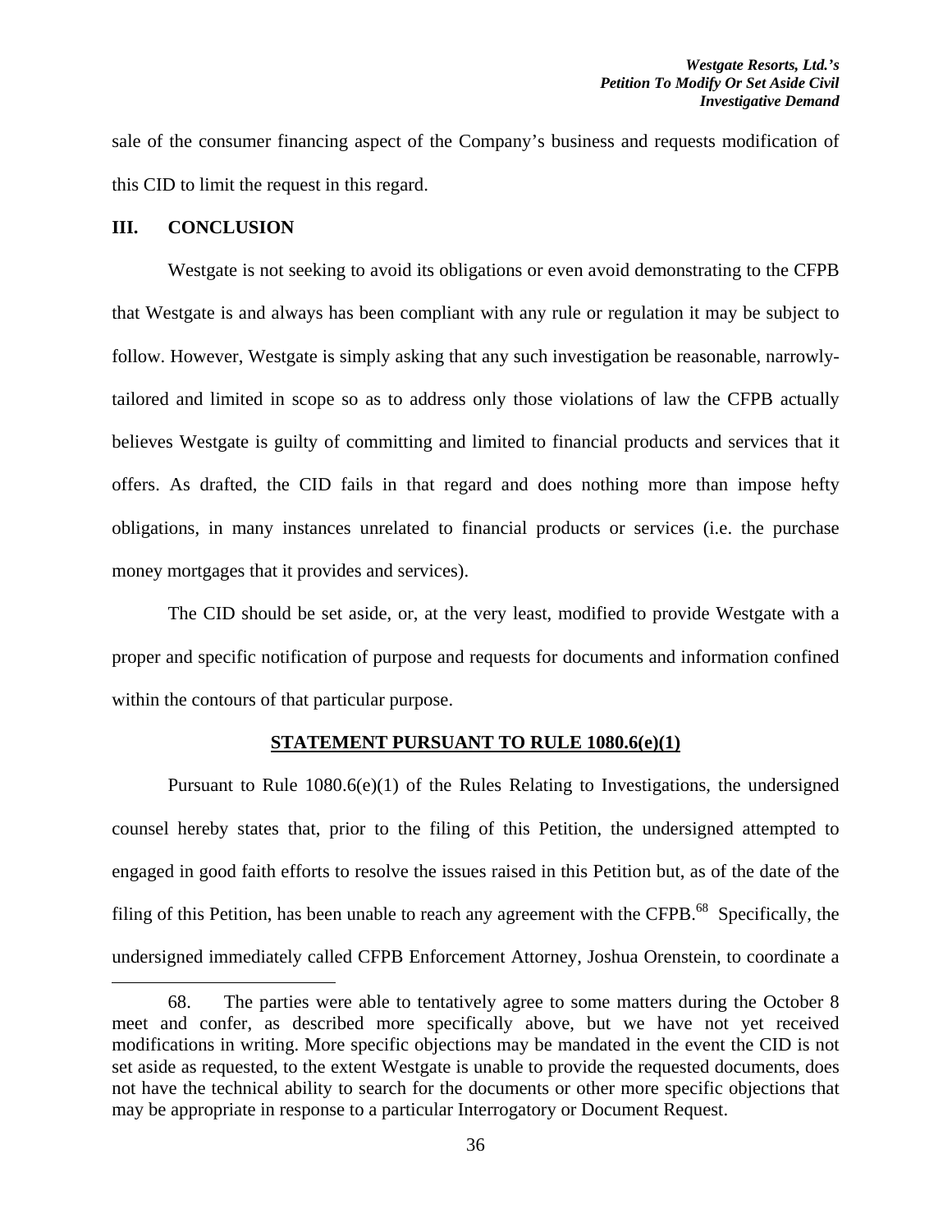sale of the consumer financing aspect of the Company's business and requests modification of this CID to limit the request in this regard.

## III. CONCLUSION

Westgate is not seeking to avoid its obligations or even avoid demonstrating to the CFPB that Westgate is and always has been compliant with any rule or regulation it may be subject to follow. However, Westgate is simply asking that any such investigation be reasonable, narrowly-tailored and limited in scope so as to address only those violations of law the CFPB actually believes Westgate is guilty of committing and limited to financial products and services that it offers. As drafted, the CID fails in that regard and does nothing more than impose hefty obligations, in many instances unrelated to financial products or services (i.e. the purchase money mortgages that it provides and services).

The CID should be set aside, or, at the very least, modified to provide Westgate with a proper and specific notification of purpose and requests for documents and information confined within the contours of that particular purpose.

**STATEMENT PURSUANT TO RULE 1080.6(e)(1)**

Pursuant to Rule 1080.6(e)(1) of the Rules Relating to Investigations, the undersigned counsel hereby states that, prior to the filing of this Petition, the undersigned attempted to engaged in good faith efforts to resolve the issues raised in this Petition but, as of the date of the filing of this Petition, has been unable to reach any agreement with the CFPB.[68] Specifically, the undersigned immediately called CFPB Enforcement Attorney, Joshua Orenstein, to coordinate a

---

68. The parties were able to tentatively agree to some matters during the October 8 meet and confer, as described more specifically above, but we have not yet received modifications in writing. More specific objections may be mandated in the event the CID is not set aside as requested, to the extent Westgate is unable to provide the requested documents, does not have the technical ability to search for the documents or other more specific objections that may be appropriate in response to a particular Interrogatory or Document Request.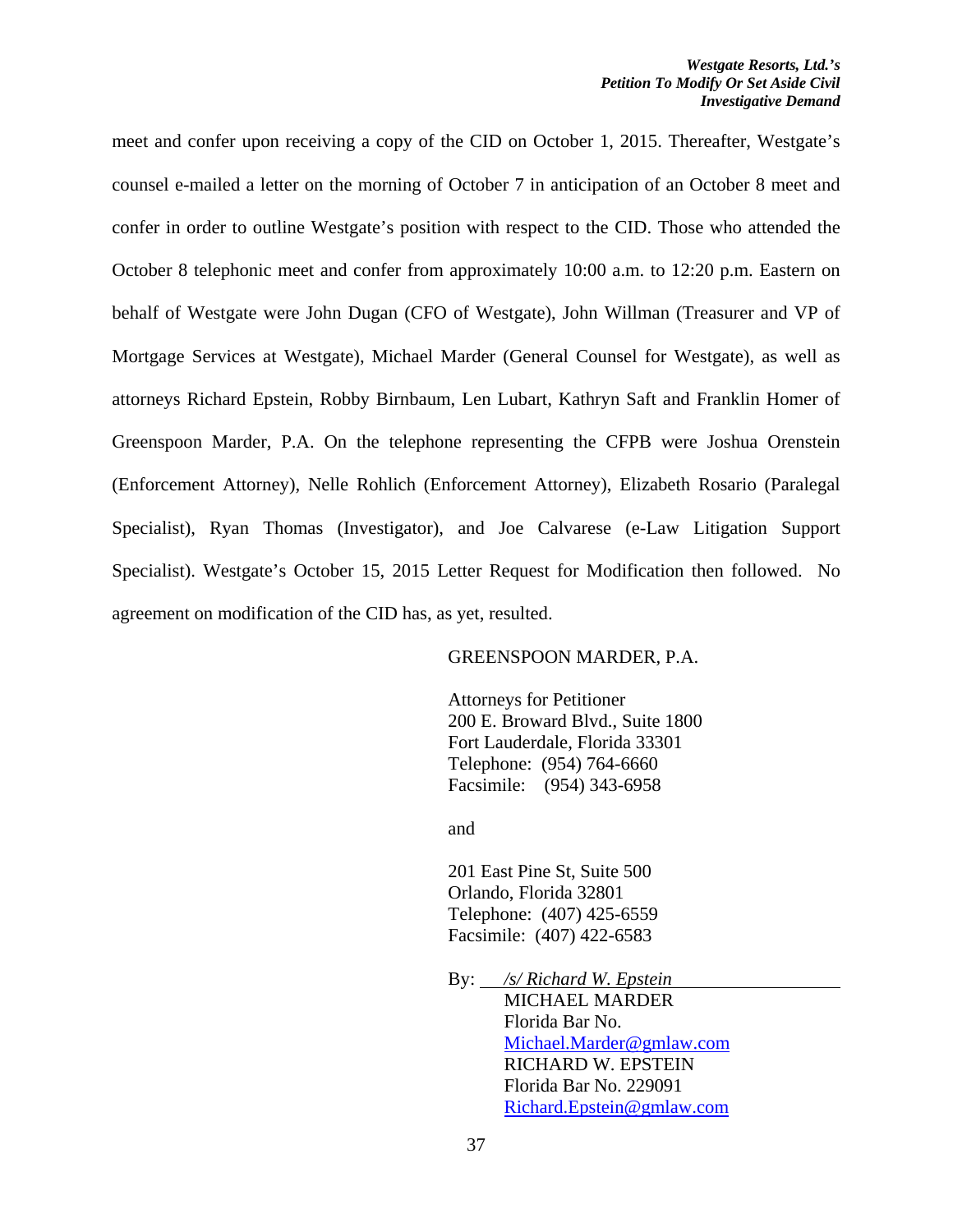meet and confer upon receiving a copy of the CID on October 1, 2015. Thereafter, Westgate's counsel e-mailed a letter on the morning of October 7 in anticipation of an October 8 meet and confer in order to outline Westgate's position with respect to the CID. Those who attended the October 8 telephonic meet and confer from approximately 10:00 a.m. to 12:20 p.m. Eastern on behalf of Westgate were John Dugan (CFO of Westgate), John Willman (Treasurer and VP of Mortgage Services at Westgate), Michael Marder (General Counsel for Westgate), as well as attorneys Richard Epstein, Robby Birnbaum, Len Lubart, Kathryn Saft and Franklin Homer of Greenspoon Marder, P.A. On the telephone representing the CFPB were Joshua Orenstein (Enforcement Attorney), Nelle Rohlich (Enforcement Attorney), Elizabeth Rosario (Paralegal Specialist), Ryan Thomas (Investigator), and Joe Calvarese (e-Law Litigation Support Specialist). Westgate's October 15, 2015 Letter Request for Modification then followed. No agreement on modification of the CID has, as yet, resulted.

GREENSPOON MARDER, P.A.

Attorneys for Petitioner
200 E. Broward Blvd., Suite 1800
Fort Lauderdale, Florida 33301
Telephone: (954) 764-6660
Facsimile: (954) 343-6958

and

201 East Pine St, Suite 500
Orlando, Florida 32801
Telephone: (407) 425-6559
Facsimile: (407) 422-6583

By: *__/s/ Richard W. Epstein__*
MICHAEL MARDER
Florida Bar No.
Michael.Marder@gmlaw.com
RICHARD W. EPSTEIN
Florida Bar No. 229091
Richard.Epstein@gmlaw.com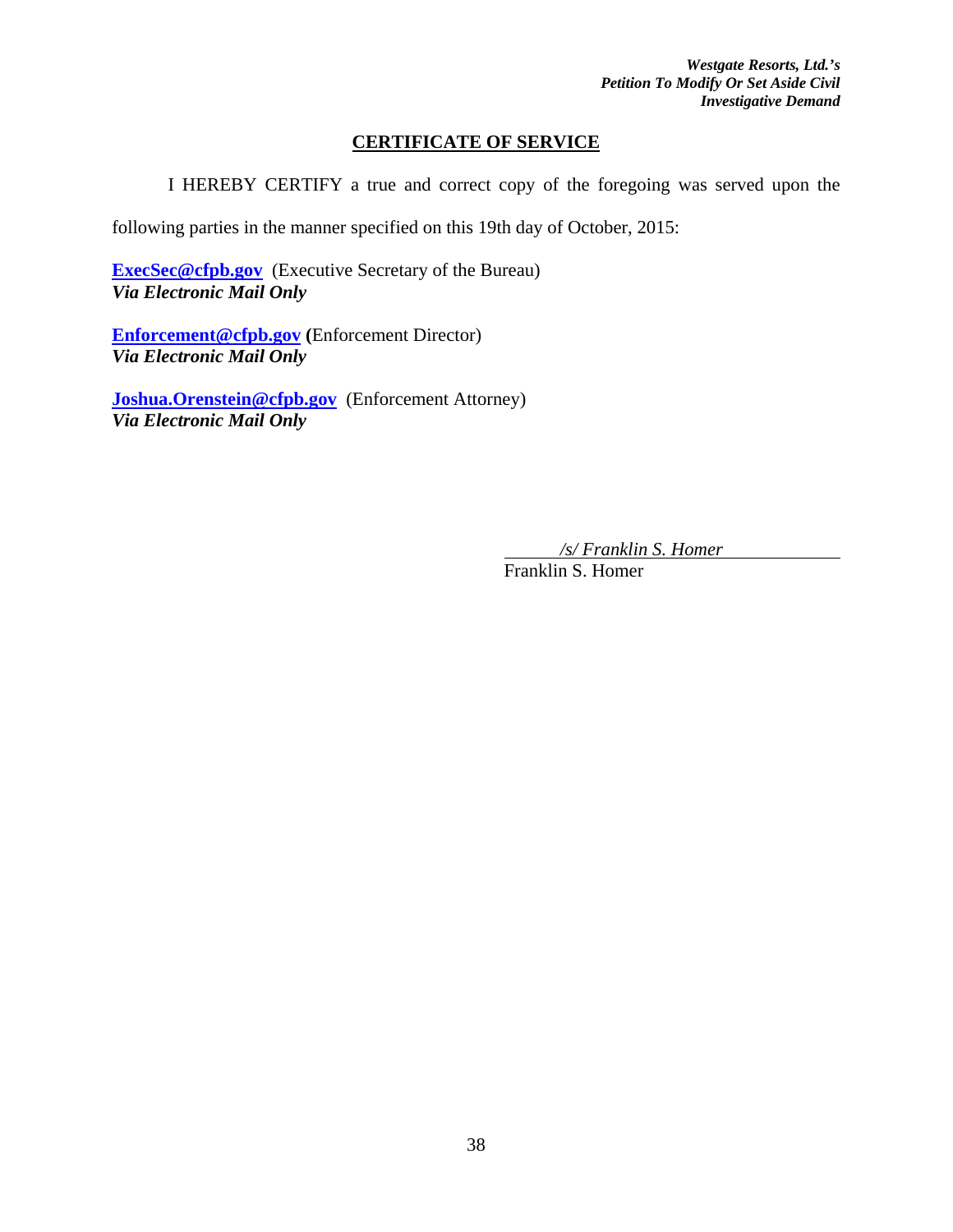## CERTIFICATE OF SERVICE

I HEREBY CERTIFY a true and correct copy of the foregoing was served upon the following parties in the manner specified on this 19th day of October, 2015:

**ExecSec@cfpb.gov** (Executive Secretary of the Bureau)
***Via Electronic Mail Only***

**Enforcement@cfpb.gov** (Enforcement Director)
***Via Electronic Mail Only***

**Joshua.Orenstein@cfpb.gov** (Enforcement Attorney)
***Via Electronic Mail Only***

*/s/ Franklin S. Homer*
Franklin S. Homer